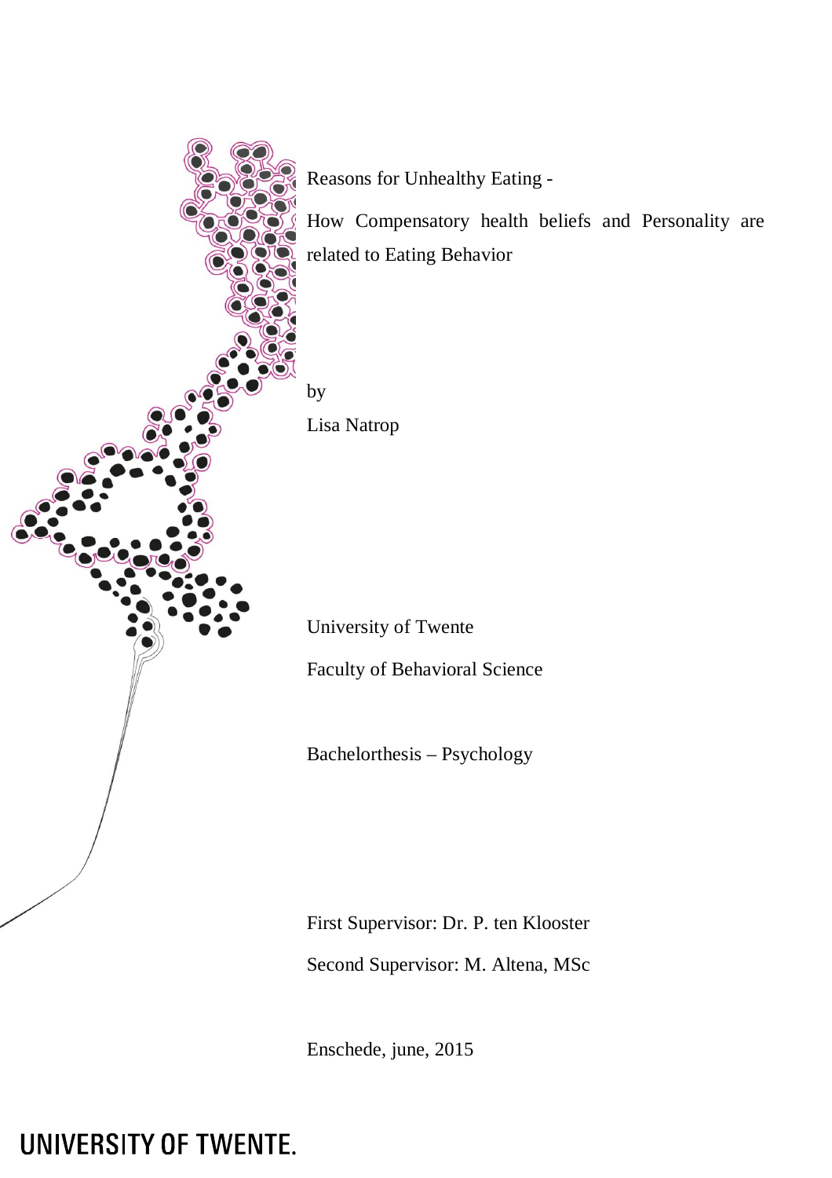# Reasons for Unhealthy Eating -

## How Compensatory health beliefs and Personality are related to Eating Behavior

by

Lisa Natrop

University of Twente

Faculty of Behavioral Science

Bachelorthesis – Psychology

First Supervisor: Dr. P. ten Klooster

Second Supervisor: M. Altena, MSc

Enschede, june, 2015

UNIVERSITY OF TWENTE.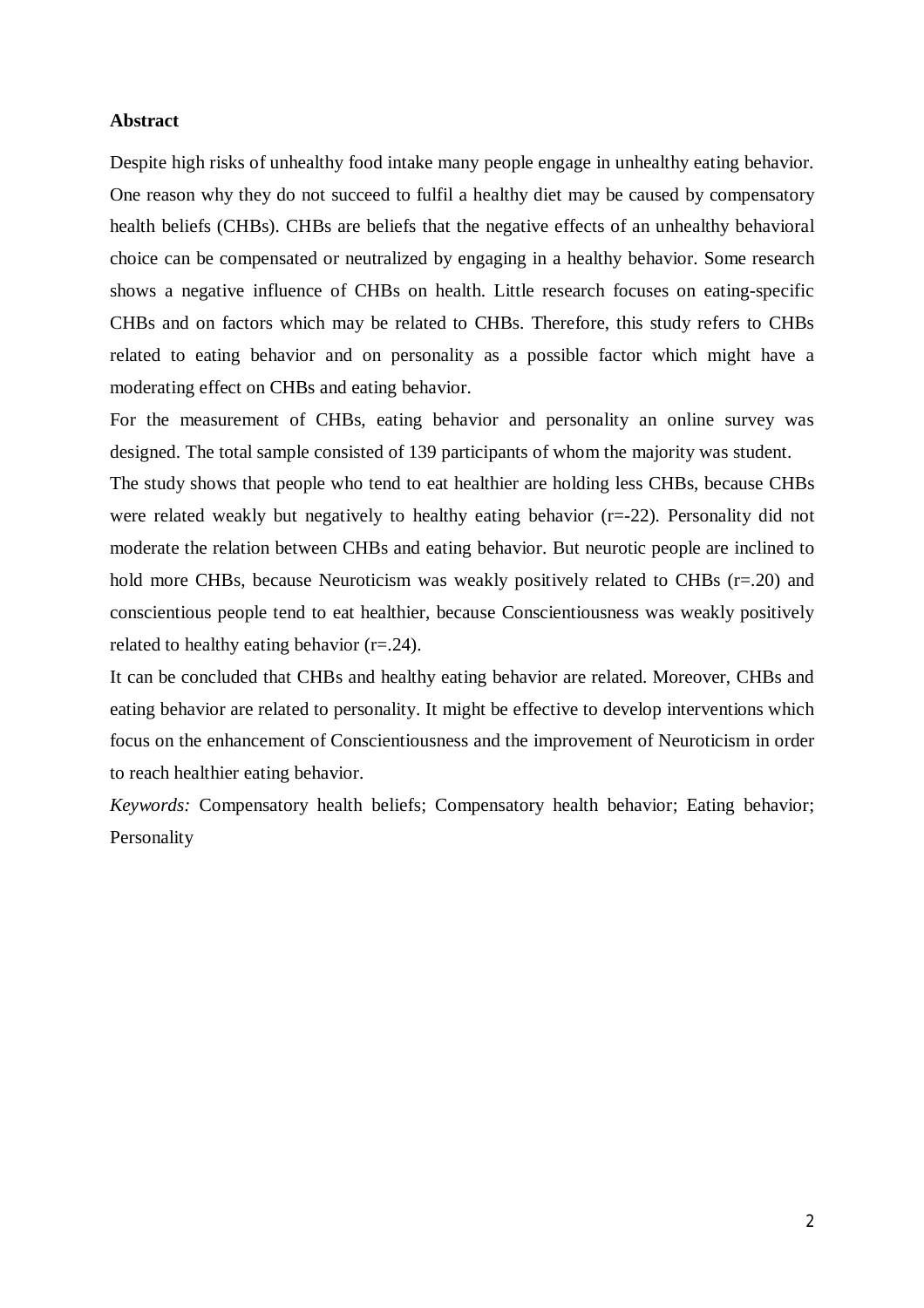**Abstract**

Despite high risks of unhealthy food intake many people engage in unhealthy eating behavior. One reason why they do not succeed to fulfil a healthy diet may be caused by compensatory health beliefs (CHBs). CHBs are beliefs that the negative effects of an unhealthy behavioral choice can be compensated or neutralized by engaging in a healthy behavior. Some research shows a negative influence of CHBs on health. Little research focuses on eating-specific CHBs and on factors which may be related to CHBs. Therefore, this study refers to CHBs related to eating behavior and on personality as a possible factor which might have a moderating effect on CHBs and eating behavior.

For the measurement of CHBs, eating behavior and personality an online survey was designed. The total sample consisted of 139 participants of whom the majority was student.

The study shows that people who tend to eat healthier are holding less CHBs, because CHBs were related weakly but negatively to healthy eating behavior ($r$=-22). Personality did not moderate the relation between CHBs and eating behavior. But neurotic people are inclined to hold more CHBs, because Neuroticism was weakly positively related to CHBs ($r$=.20) and conscientious people tend to eat healthier, because Conscientiousness was weakly positively related to healthy eating behavior ($r$=.24).

It can be concluded that CHBs and healthy eating behavior are related. Moreover, CHBs and eating behavior are related to personality. It might be effective to develop interventions which focus on the enhancement of Conscientiousness and the improvement of Neuroticism in order to reach healthier eating behavior.

*Keywords:* Compensatory health beliefs; Compensatory health behavior; Eating behavior; Personality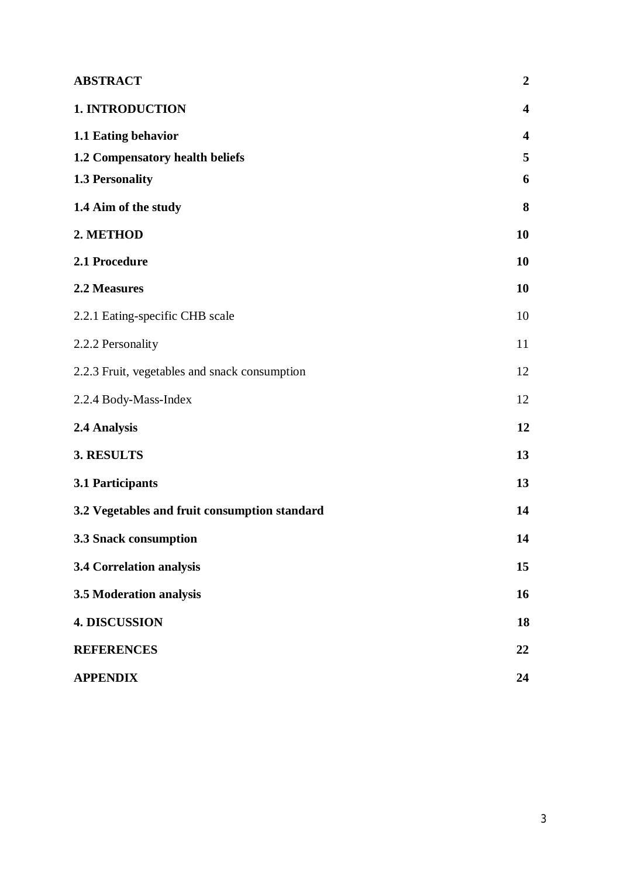| | |
|---|---|
| **ABSTRACT** | **2** |
| **1. INTRODUCTION** | **4** |
| **1.1 Eating behavior** | **4** |
| **1.2 Compensatory health beliefs** | **5** |
| **1.3 Personality** | **6** |
| **1.4 Aim of the study** | **8** |
| **2. METHOD** | **10** |
| **2.1 Procedure** | **10** |
| **2.2 Measures** | **10** |
| 2.2.1 Eating-specific CHB scale | 10 |
| 2.2.2 Personality | 11 |
| 2.2.3 Fruit, vegetables and snack consumption | 12 |
| 2.2.4 Body-Mass-Index | 12 |
| **2.4 Analysis** | **12** |
| **3. RESULTS** | **13** |
| **3.1 Participants** | **13** |
| **3.2 Vegetables and fruit consumption standard** | **14** |
| **3.3 Snack consumption** | **14** |
| **3.4 Correlation analysis** | **15** |
| **3.5 Moderation analysis** | **16** |
| **4. DISCUSSION** | **18** |
| **REFERENCES** | **22** |
| **APPENDIX** | **24** |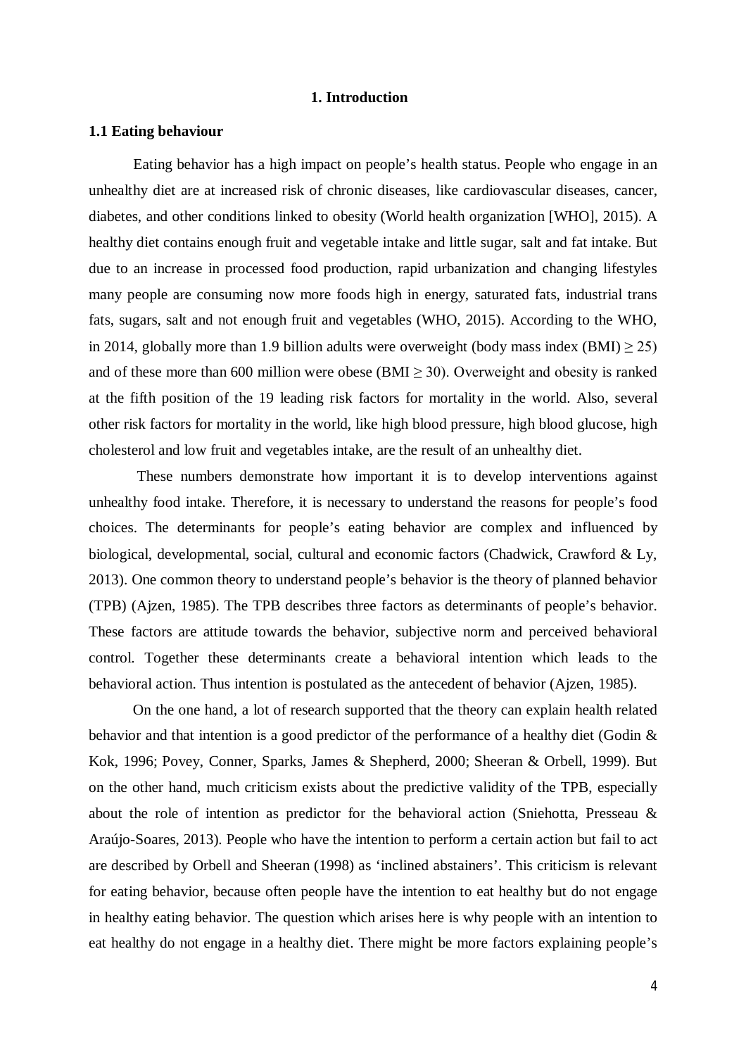# 1. Introduction

## 1.1 Eating behaviour

Eating behavior has a high impact on people's health status. People who engage in an unhealthy diet are at increased risk of chronic diseases, like cardiovascular diseases, cancer, diabetes, and other conditions linked to obesity (World health organization [WHO], 2015). A healthy diet contains enough fruit and vegetable intake and little sugar, salt and fat intake. But due to an increase in processed food production, rapid urbanization and changing lifestyles many people are consuming now more foods high in energy, saturated fats, industrial trans fats, sugars, salt and not enough fruit and vegetables (WHO, 2015). According to the WHO, in 2014, globally more than 1.9 billion adults were overweight (body mass index (BMI) $\geq 25$) and of these more than 600 million were obese (BMI $\geq 30$). Overweight and obesity is ranked at the fifth position of the 19 leading risk factors for mortality in the world. Also, several other risk factors for mortality in the world, like high blood pressure, high blood glucose, high cholesterol and low fruit and vegetables intake, are the result of an unhealthy diet.

These numbers demonstrate how important it is to develop interventions against unhealthy food intake. Therefore, it is necessary to understand the reasons for people's food choices. The determinants for people's eating behavior are complex and influenced by biological, developmental, social, cultural and economic factors (Chadwick, Crawford & Ly, 2013). One common theory to understand people's behavior is the theory of planned behavior (TPB) (Ajzen, 1985). The TPB describes three factors as determinants of people's behavior. These factors are attitude towards the behavior, subjective norm and perceived behavioral control. Together these determinants create a behavioral intention which leads to the behavioral action. Thus intention is postulated as the antecedent of behavior (Ajzen, 1985).

On the one hand, a lot of research supported that the theory can explain health related behavior and that intention is a good predictor of the performance of a healthy diet (Godin & Kok, 1996; Povey, Conner, Sparks, James & Shepherd, 2000; Sheeran & Orbell, 1999). But on the other hand, much criticism exists about the predictive validity of the TPB, especially about the role of intention as predictor for the behavioral action (Sniehotta, Presseau & Araújo-Soares, 2013). People who have the intention to perform a certain action but fail to act are described by Orbell and Sheeran (1998) as 'inclined abstainers'. This criticism is relevant for eating behavior, because often people have the intention to eat healthy but do not engage in healthy eating behavior. The question which arises here is why people with an intention to eat healthy do not engage in a healthy diet. There might be more factors explaining people's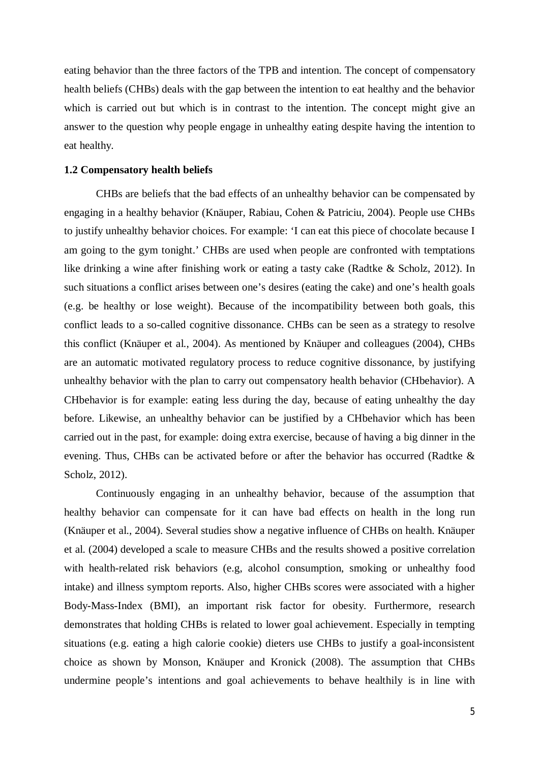eating behavior than the three factors of the TPB and intention. The concept of compensatory health beliefs (CHBs) deals with the gap between the intention to eat healthy and the behavior which is carried out but which is in contrast to the intention. The concept might give an answer to the question why people engage in unhealthy eating despite having the intention to eat healthy.

### 1.2 Compensatory health beliefs

CHBs are beliefs that the bad effects of an unhealthy behavior can be compensated by engaging in a healthy behavior (Knäuper, Rabiau, Cohen & Patriciu, 2004). People use CHBs to justify unhealthy behavior choices. For example: 'I can eat this piece of chocolate because I am going to the gym tonight.' CHBs are used when people are confronted with temptations like drinking a wine after finishing work or eating a tasty cake (Radtke & Scholz, 2012). In such situations a conflict arises between one's desires (eating the cake) and one's health goals (e.g. be healthy or lose weight). Because of the incompatibility between both goals, this conflict leads to a so-called cognitive dissonance. CHBs can be seen as a strategy to resolve this conflict (Knäuper et al., 2004). As mentioned by Knäuper and colleagues (2004), CHBs are an automatic motivated regulatory process to reduce cognitive dissonance, by justifying unhealthy behavior with the plan to carry out compensatory health behavior (CHbehavior). A CHbehavior is for example: eating less during the day, because of eating unhealthy the day before. Likewise, an unhealthy behavior can be justified by a CHbehavior which has been carried out in the past, for example: doing extra exercise, because of having a big dinner in the evening. Thus, CHBs can be activated before or after the behavior has occurred (Radtke & Scholz, 2012).

Continuously engaging in an unhealthy behavior, because of the assumption that healthy behavior can compensate for it can have bad effects on health in the long run (Knäuper et al., 2004). Several studies show a negative influence of CHBs on health. Knäuper et al. (2004) developed a scale to measure CHBs and the results showed a positive correlation with health-related risk behaviors (e.g, alcohol consumption, smoking or unhealthy food intake) and illness symptom reports. Also, higher CHBs scores were associated with a higher Body-Mass-Index (BMI), an important risk factor for obesity. Furthermore, research demonstrates that holding CHBs is related to lower goal achievement. Especially in tempting situations (e.g. eating a high calorie cookie) dieters use CHBs to justify a goal-inconsistent choice as shown by Monson, Knäuper and Kronick (2008). The assumption that CHBs undermine people's intentions and goal achievements to behave healthily is in line with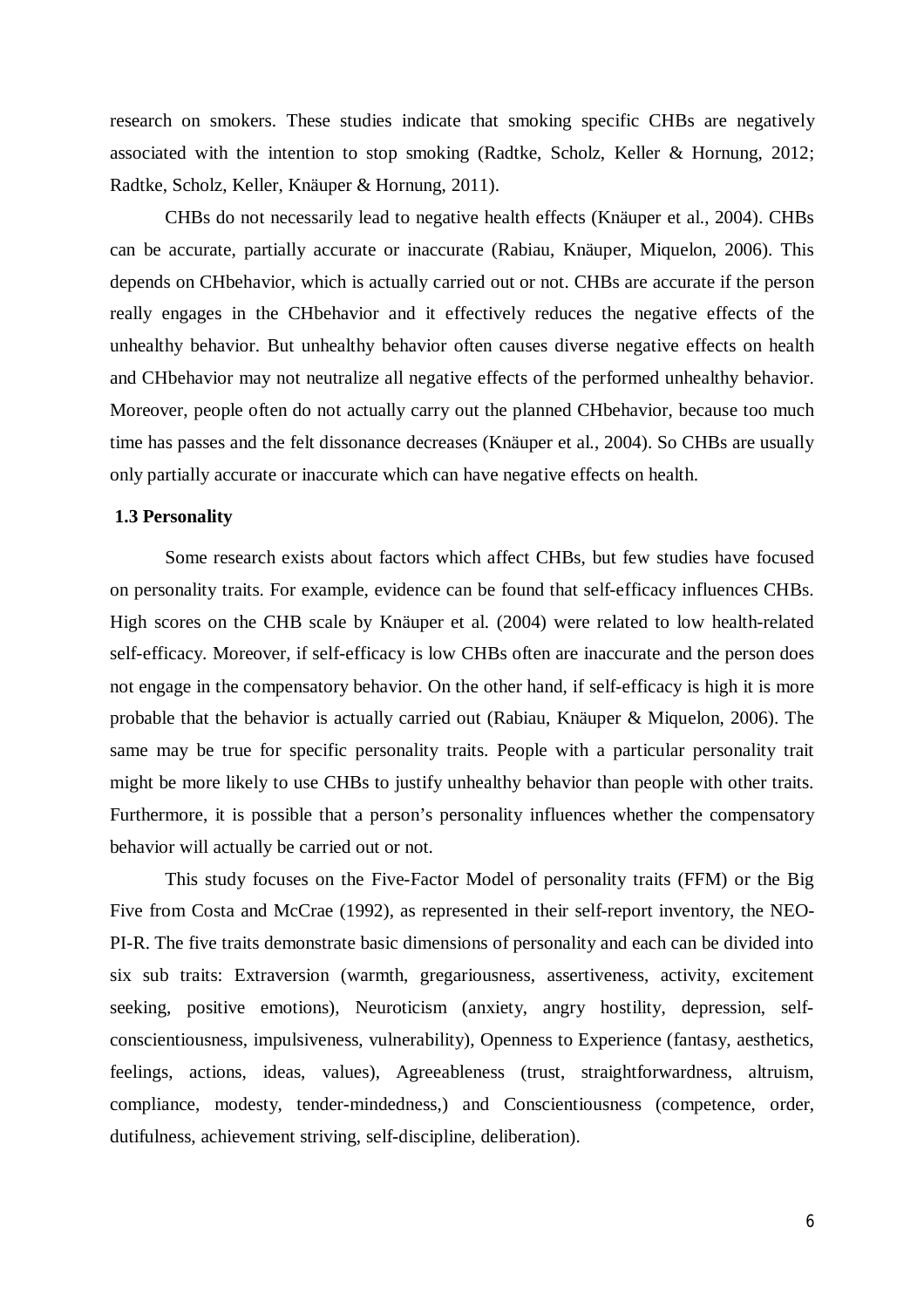research on smokers. These studies indicate that smoking specific CHBs are negatively associated with the intention to stop smoking (Radtke, Scholz, Keller & Hornung, 2012; Radtke, Scholz, Keller, Knäuper & Hornung, 2011).

CHBs do not necessarily lead to negative health effects (Knäuper et al., 2004). CHBs can be accurate, partially accurate or inaccurate (Rabiau, Knäuper, Miquelon, 2006). This depends on CHbehavior, which is actually carried out or not. CHBs are accurate if the person really engages in the CHbehavior and it effectively reduces the negative effects of the unhealthy behavior. But unhealthy behavior often causes diverse negative effects on health and CHbehavior may not neutralize all negative effects of the performed unhealthy behavior. Moreover, people often do not actually carry out the planned CHbehavior, because too much time has passes and the felt dissonance decreases (Knäuper et al., 2004). So CHBs are usually only partially accurate or inaccurate which can have negative effects on health.

### 1.3 Personality

Some research exists about factors which affect CHBs, but few studies have focused on personality traits. For example, evidence can be found that self-efficacy influences CHBs. High scores on the CHB scale by Knäuper et al. (2004) were related to low health-related self-efficacy. Moreover, if self-efficacy is low CHBs often are inaccurate and the person does not engage in the compensatory behavior. On the other hand, if self-efficacy is high it is more probable that the behavior is actually carried out (Rabiau, Knäuper & Miquelon, 2006). The same may be true for specific personality traits. People with a particular personality trait might be more likely to use CHBs to justify unhealthy behavior than people with other traits. Furthermore, it is possible that a person's personality influences whether the compensatory behavior will actually be carried out or not.

This study focuses on the Five-Factor Model of personality traits (FFM) or the Big Five from Costa and McCrae (1992), as represented in their self-report inventory, the NEO-PI-R. The five traits demonstrate basic dimensions of personality and each can be divided into six sub traits: Extraversion (warmth, gregariousness, assertiveness, activity, excitement seeking, positive emotions), Neuroticism (anxiety, angry hostility, depression, self-conscientiousness, impulsiveness, vulnerability), Openness to Experience (fantasy, aesthetics, feelings, actions, ideas, values), Agreeableness (trust, straightforwardness, altruism, compliance, modesty, tender-mindedness,) and Conscientiousness (competence, order, dutifulness, achievement striving, self-discipline, deliberation).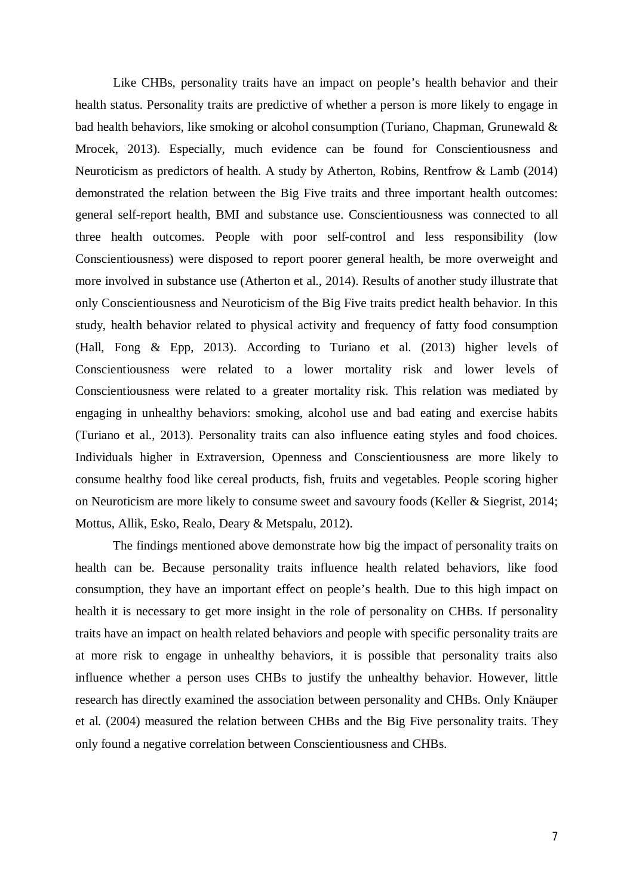Like CHBs, personality traits have an impact on people's health behavior and their health status. Personality traits are predictive of whether a person is more likely to engage in bad health behaviors, like smoking or alcohol consumption (Turiano, Chapman, Grunewald & Mrocek, 2013). Especially, much evidence can be found for Conscientiousness and Neuroticism as predictors of health. A study by Atherton, Robins, Rentfrow & Lamb (2014) demonstrated the relation between the Big Five traits and three important health outcomes: general self-report health, BMI and substance use. Conscientiousness was connected to all three health outcomes. People with poor self-control and less responsibility (low Conscientiousness) were disposed to report poorer general health, be more overweight and more involved in substance use (Atherton et al., 2014). Results of another study illustrate that only Conscientiousness and Neuroticism of the Big Five traits predict health behavior. In this study, health behavior related to physical activity and frequency of fatty food consumption (Hall, Fong & Epp, 2013). According to Turiano et al. (2013) higher levels of Conscientiousness were related to a lower mortality risk and lower levels of Conscientiousness were related to a greater mortality risk. This relation was mediated by engaging in unhealthy behaviors: smoking, alcohol use and bad eating and exercise habits (Turiano et al., 2013). Personality traits can also influence eating styles and food choices. Individuals higher in Extraversion, Openness and Conscientiousness are more likely to consume healthy food like cereal products, fish, fruits and vegetables. People scoring higher on Neuroticism are more likely to consume sweet and savoury foods (Keller & Siegrist, 2014; Mottus, Allik, Esko, Realo, Deary & Metspalu, 2012).

The findings mentioned above demonstrate how big the impact of personality traits on health can be. Because personality traits influence health related behaviors, like food consumption, they have an important effect on people's health. Due to this high impact on health it is necessary to get more insight in the role of personality on CHBs. If personality traits have an impact on health related behaviors and people with specific personality traits are at more risk to engage in unhealthy behaviors, it is possible that personality traits also influence whether a person uses CHBs to justify the unhealthy behavior. However, little research has directly examined the association between personality and CHBs. Only Knäuper et al. (2004) measured the relation between CHBs and the Big Five personality traits. They only found a negative correlation between Conscientiousness and CHBs.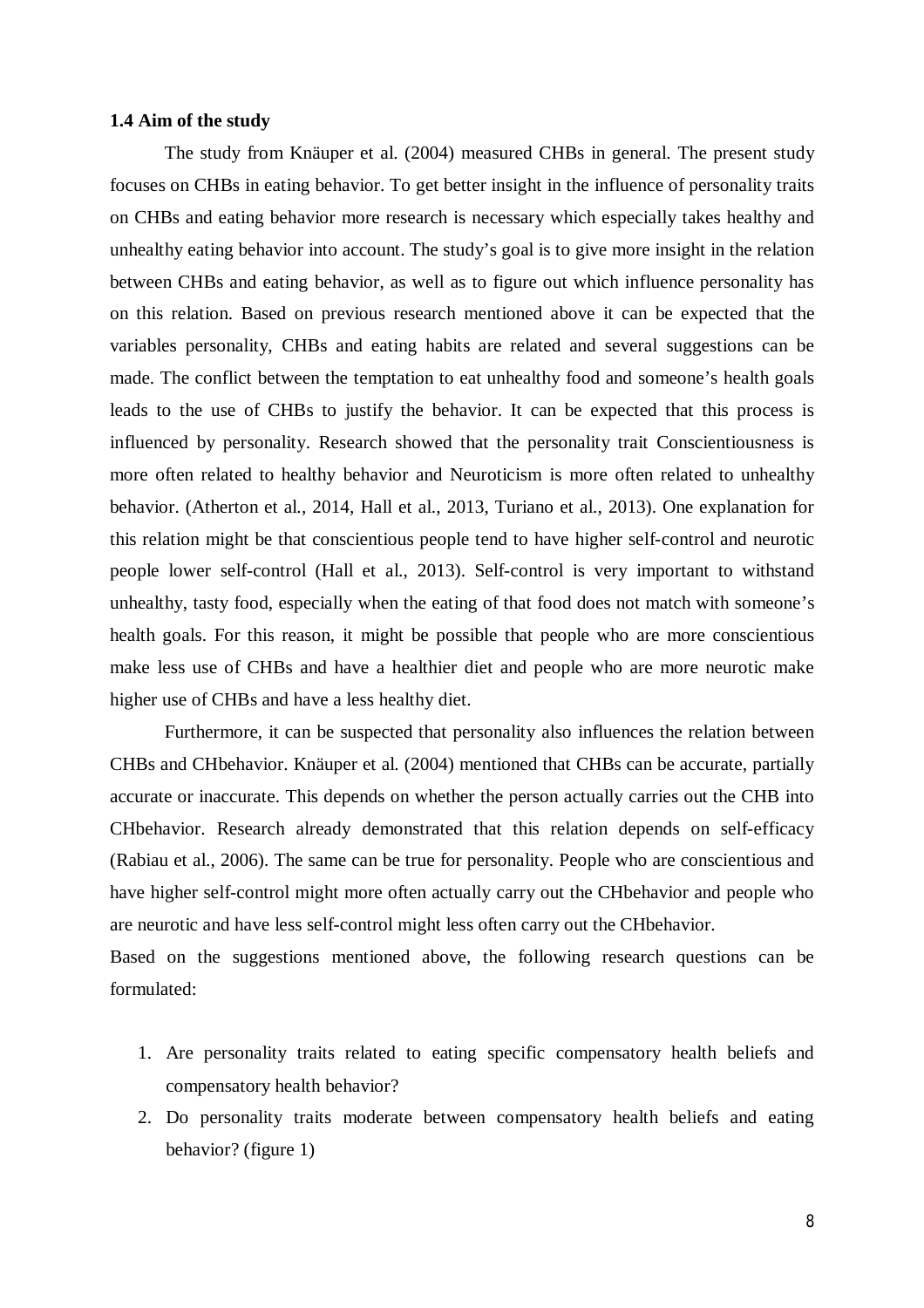### 1.4 Aim of the study

The study from Knäuper et al. (2004) measured CHBs in general. The present study focuses on CHBs in eating behavior. To get better insight in the influence of personality traits on CHBs and eating behavior more research is necessary which especially takes healthy and unhealthy eating behavior into account. The study's goal is to give more insight in the relation between CHBs and eating behavior, as well as to figure out which influence personality has on this relation. Based on previous research mentioned above it can be expected that the variables personality, CHBs and eating habits are related and several suggestions can be made. The conflict between the temptation to eat unhealthy food and someone's health goals leads to the use of CHBs to justify the behavior. It can be expected that this process is influenced by personality. Research showed that the personality trait Conscientiousness is more often related to healthy behavior and Neuroticism is more often related to unhealthy behavior. (Atherton et al., 2014, Hall et al., 2013, Turiano et al., 2013). One explanation for this relation might be that conscientious people tend to have higher self-control and neurotic people lower self-control (Hall et al., 2013). Self-control is very important to withstand unhealthy, tasty food, especially when the eating of that food does not match with someone's health goals. For this reason, it might be possible that people who are more conscientious make less use of CHBs and have a healthier diet and people who are more neurotic make higher use of CHBs and have a less healthy diet.

Furthermore, it can be suspected that personality also influences the relation between CHBs and CHbehavior. Knäuper et al. (2004) mentioned that CHBs can be accurate, partially accurate or inaccurate. This depends on whether the person actually carries out the CHB into CHbehavior. Research already demonstrated that this relation depends on self-efficacy (Rabiau et al., 2006). The same can be true for personality. People who are conscientious and have higher self-control might more often actually carry out the CHbehavior and people who are neurotic and have less self-control might less often carry out the CHbehavior.

Based on the suggestions mentioned above, the following research questions can be formulated:

1. Are personality traits related to eating specific compensatory health beliefs and compensatory health behavior?
2. Do personality traits moderate between compensatory health beliefs and eating behavior? (figure 1)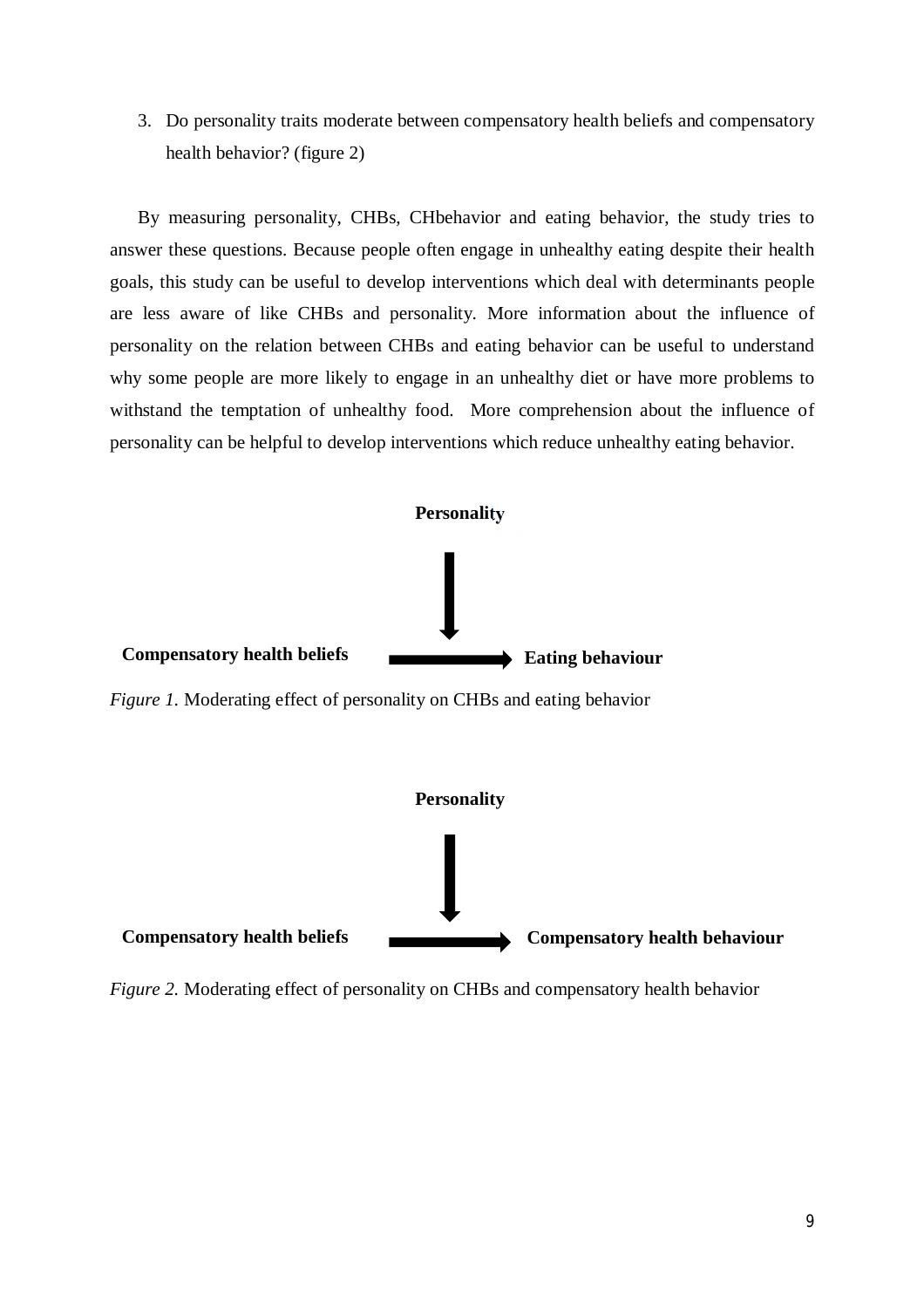3. Do personality traits moderate between compensatory health beliefs and compensatory health behavior? (figure 2)

By measuring personality, CHBs, CHbehavior and eating behavior, the study tries to answer these questions. Because people often engage in unhealthy eating despite their health goals, this study can be useful to develop interventions which deal with determinants people are less aware of like CHBs and personality. More information about the influence of personality on the relation between CHBs and eating behavior can be useful to understand why some people are more likely to engage in an unhealthy diet or have more problems to withstand the temptation of unhealthy food. More comprehension about the influence of personality can be helpful to develop interventions which reduce unhealthy eating behavior.

**Personality**

**Compensatory health beliefs** → **Eating behaviour**

*Figure 1.* Moderating effect of personality on CHBs and eating behavior

**Personality**

**Compensatory health beliefs** → **Compensatory health behaviour**

*Figure 2.* Moderating effect of personality on CHBs and compensatory health behavior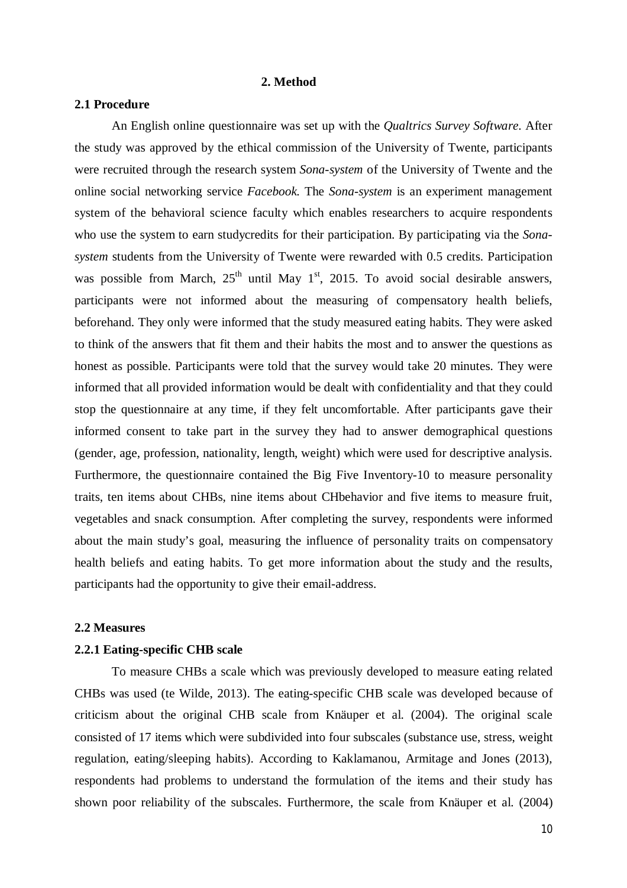## 2. Method

### 2.1 Procedure

An English online questionnaire was set up with the *Qualtrics Survey Software*. After the study was approved by the ethical commission of the University of Twente, participants were recruited through the research system *Sona-system* of the University of Twente and the online social networking service *Facebook.* The *Sona-system* is an experiment management system of the behavioral science faculty which enables researchers to acquire respondents who use the system to earn studycredits for their participation. By participating via the *Sona-system* students from the University of Twente were rewarded with 0.5 credits. Participation was possible from March, 25th until May 1st, 2015. To avoid social desirable answers, participants were not informed about the measuring of compensatory health beliefs, beforehand. They only were informed that the study measured eating habits. They were asked to think of the answers that fit them and their habits the most and to answer the questions as honest as possible. Participants were told that the survey would take 20 minutes. They were informed that all provided information would be dealt with confidentiality and that they could stop the questionnaire at any time, if they felt uncomfortable. After participants gave their informed consent to take part in the survey they had to answer demographical questions (gender, age, profession, nationality, length, weight) which were used for descriptive analysis. Furthermore, the questionnaire contained the Big Five Inventory-10 to measure personality traits, ten items about CHBs, nine items about CHbehavior and five items to measure fruit, vegetables and snack consumption. After completing the survey, respondents were informed about the main study's goal, measuring the influence of personality traits on compensatory health beliefs and eating habits. To get more information about the study and the results, participants had the opportunity to give their email-address.

### 2.2 Measures

#### 2.2.1 Eating-specific CHB scale

To measure CHBs a scale which was previously developed to measure eating related CHBs was used (te Wilde, 2013). The eating-specific CHB scale was developed because of criticism about the original CHB scale from Knäuper et al. (2004). The original scale consisted of 17 items which were subdivided into four subscales (substance use, stress, weight regulation, eating/sleeping habits). According to Kaklamanou, Armitage and Jones (2013), respondents had problems to understand the formulation of the items and their study has shown poor reliability of the subscales. Furthermore, the scale from Knäuper et al. (2004)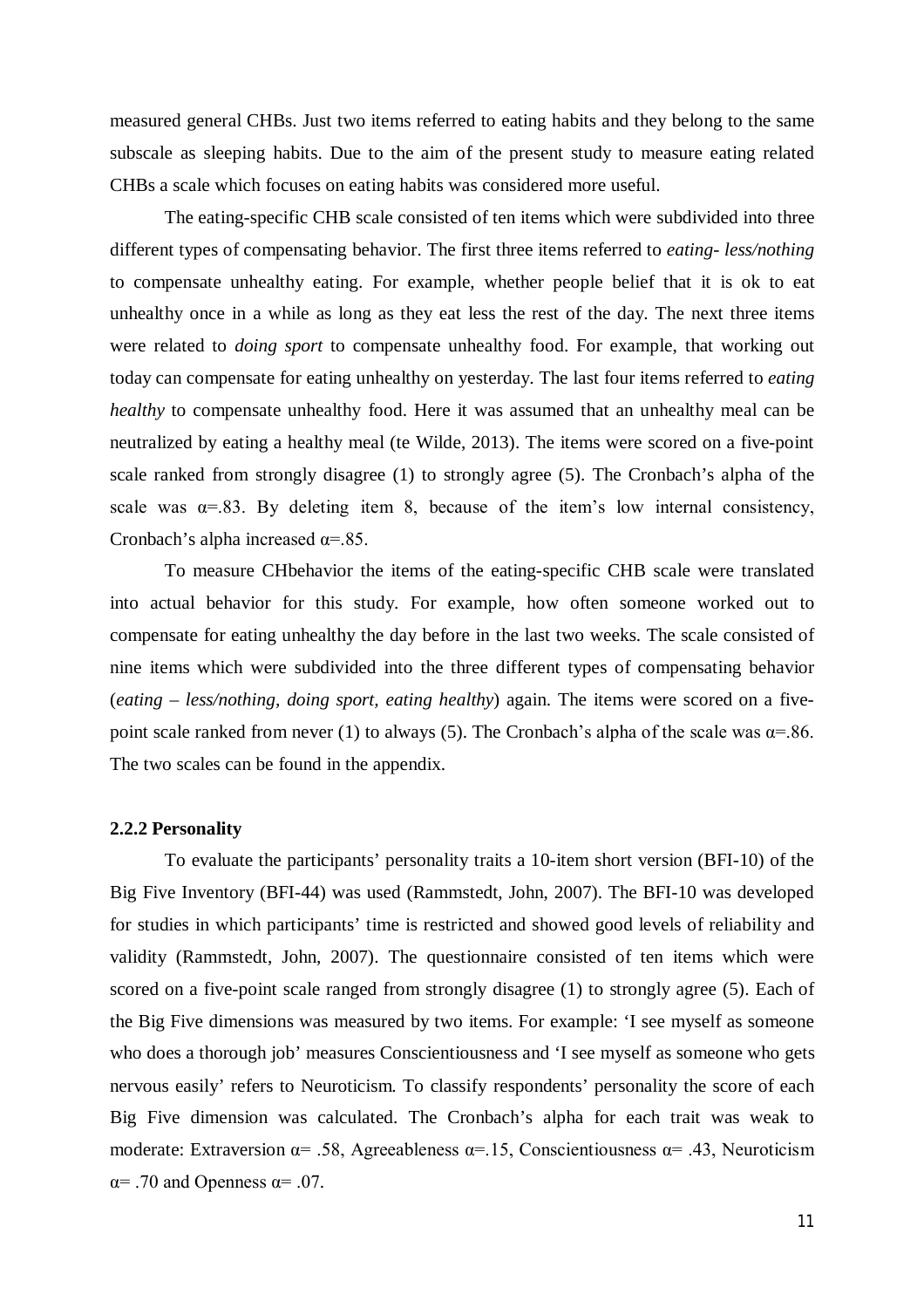measured general CHBs. Just two items referred to eating habits and they belong to the same subscale as sleeping habits. Due to the aim of the present study to measure eating related CHBs a scale which focuses on eating habits was considered more useful.

The eating-specific CHB scale consisted of ten items which were subdivided into three different types of compensating behavior. The first three items referred to *eating- less/nothing* to compensate unhealthy eating. For example, whether people belief that it is ok to eat unhealthy once in a while as long as they eat less the rest of the day. The next three items were related to *doing sport* to compensate unhealthy food. For example, that working out today can compensate for eating unhealthy on yesterday. The last four items referred to *eating healthy* to compensate unhealthy food. Here it was assumed that an unhealthy meal can be neutralized by eating a healthy meal (te Wilde, 2013). The items were scored on a five-point scale ranked from strongly disagree (1) to strongly agree (5). The Cronbach's alpha of the scale was $\alpha$=.83. By deleting item 8, because of the item's low internal consistency, Cronbach's alpha increased $\alpha$=.85.

To measure CHbehavior the items of the eating-specific CHB scale were translated into actual behavior for this study. For example, how often someone worked out to compensate for eating unhealthy the day before in the last two weeks. The scale consisted of nine items which were subdivided into the three different types of compensating behavior (*eating – less/nothing, doing sport, eating healthy*) again. The items were scored on a five-point scale ranked from never (1) to always (5). The Cronbach's alpha of the scale was $\alpha$=.86. The two scales can be found in the appendix.

### 2.2.2 Personality

To evaluate the participants' personality traits a 10-item short version (BFI-10) of the Big Five Inventory (BFI-44) was used (Rammstedt, John, 2007). The BFI-10 was developed for studies in which participants' time is restricted and showed good levels of reliability and validity (Rammstedt, John, 2007). The questionnaire consisted of ten items which were scored on a five-point scale ranged from strongly disagree (1) to strongly agree (5). Each of the Big Five dimensions was measured by two items. For example: 'I see myself as someone who does a thorough job' measures Conscientiousness and 'I see myself as someone who gets nervous easily' refers to Neuroticism. To classify respondents' personality the score of each Big Five dimension was calculated. The Cronbach's alpha for each trait was weak to moderate: Extraversion $\alpha$= .58, Agreeableness $\alpha$=.15, Conscientiousness $\alpha$= .43, Neuroticism $\alpha$= .70 and Openness $\alpha$= .07.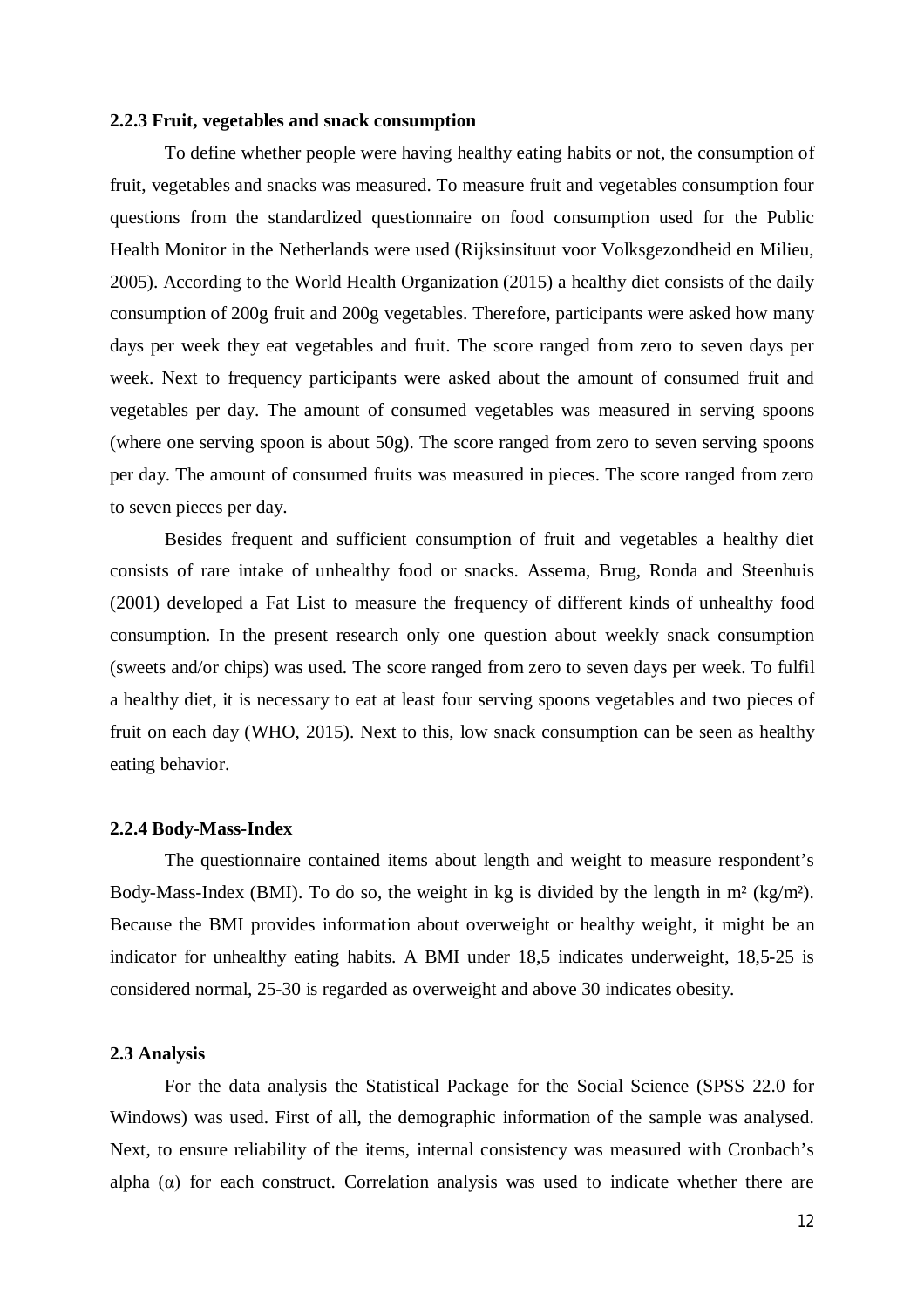### 2.2.3 Fruit, vegetables and snack consumption

To define whether people were having healthy eating habits or not, the consumption of fruit, vegetables and snacks was measured. To measure fruit and vegetables consumption four questions from the standardized questionnaire on food consumption used for the Public Health Monitor in the Netherlands were used (Rijksinsituut voor Volksgezondheid en Milieu, 2005). According to the World Health Organization (2015) a healthy diet consists of the daily consumption of 200g fruit and 200g vegetables. Therefore, participants were asked how many days per week they eat vegetables and fruit. The score ranged from zero to seven days per week. Next to frequency participants were asked about the amount of consumed fruit and vegetables per day. The amount of consumed vegetables was measured in serving spoons (where one serving spoon is about 50g). The score ranged from zero to seven serving spoons per day. The amount of consumed fruits was measured in pieces. The score ranged from zero to seven pieces per day.

Besides frequent and sufficient consumption of fruit and vegetables a healthy diet consists of rare intake of unhealthy food or snacks. Assema, Brug, Ronda and Steenhuis (2001) developed a Fat List to measure the frequency of different kinds of unhealthy food consumption. In the present research only one question about weekly snack consumption (sweets and/or chips) was used. The score ranged from zero to seven days per week. To fulfil a healthy diet, it is necessary to eat at least four serving spoons vegetables and two pieces of fruit on each day (WHO, 2015). Next to this, low snack consumption can be seen as healthy eating behavior.

### 2.2.4 Body-Mass-Index

The questionnaire contained items about length and weight to measure respondent's Body-Mass-Index (BMI). To do so, the weight in kg is divided by the length in $m^2$ ($kg/m^2$). Because the BMI provides information about overweight or healthy weight, it might be an indicator for unhealthy eating habits. A BMI under 18,5 indicates underweight, 18,5-25 is considered normal, 25-30 is regarded as overweight and above 30 indicates obesity.

## 2.3 Analysis

For the data analysis the Statistical Package for the Social Science (SPSS 22.0 for Windows) was used. First of all, the demographic information of the sample was analysed. Next, to ensure reliability of the items, internal consistency was measured with Cronbach's alpha ($\alpha$) for each construct. Correlation analysis was used to indicate whether there are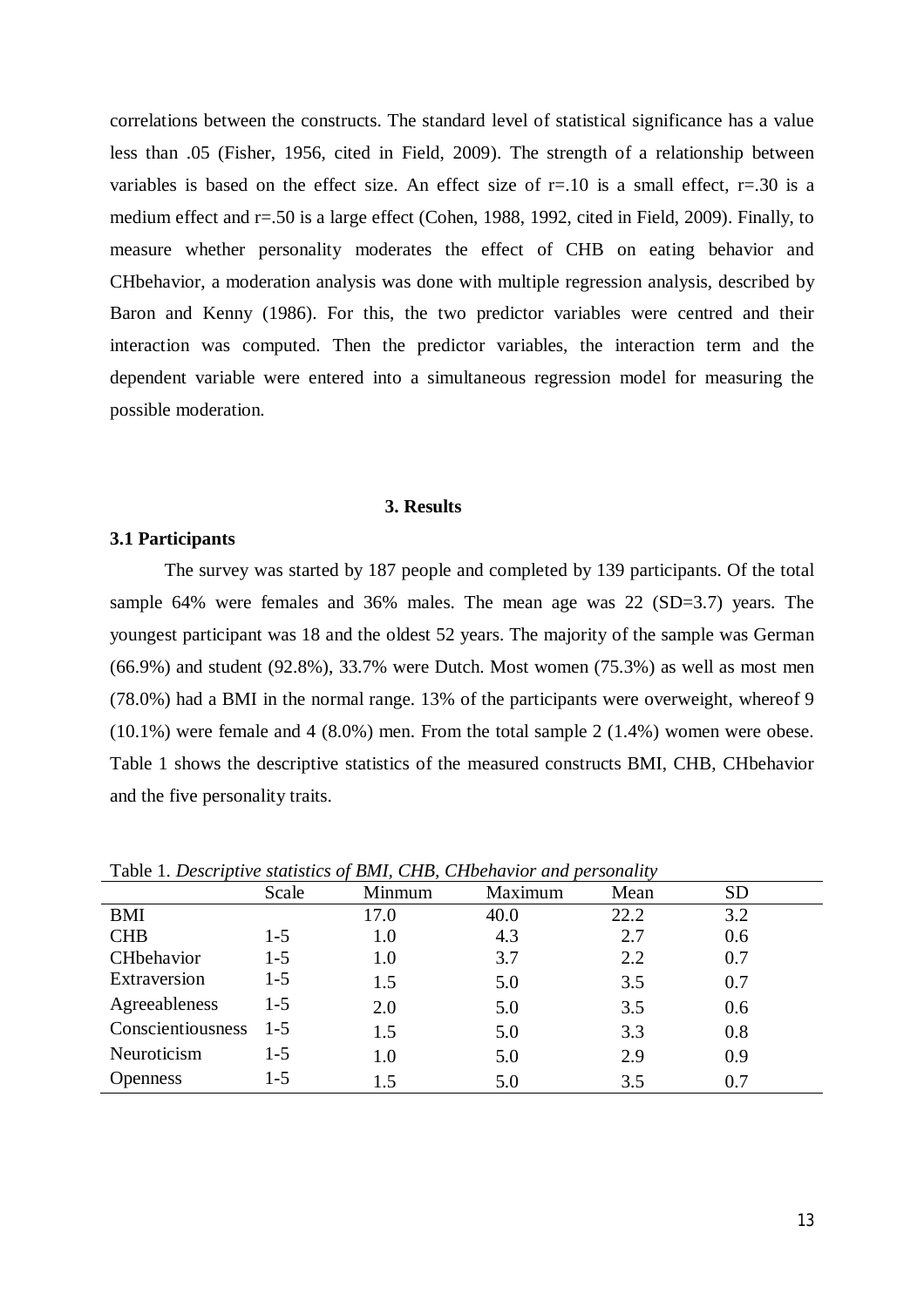correlations between the constructs. The standard level of statistical significance has a value less than .05 (Fisher, 1956, cited in Field, 2009). The strength of a relationship between variables is based on the effect size. An effect size of r=.10 is a small effect, r=.30 is a medium effect and r=.50 is a large effect (Cohen, 1988, 1992, cited in Field, 2009). Finally, to measure whether personality moderates the effect of CHB on eating behavior and CHbehavior, a moderation analysis was done with multiple regression analysis, described by Baron and Kenny (1986). For this, the two predictor variables were centred and their interaction was computed. Then the predictor variables, the interaction term and the dependent variable were entered into a simultaneous regression model for measuring the possible moderation.

## 3. Results

### 3.1 Participants

The survey was started by 187 people and completed by 139 participants. Of the total sample 64% were females and 36% males. The mean age was 22 (SD=3.7) years. The youngest participant was 18 and the oldest 52 years. The majority of the sample was German (66.9%) and student (92.8%), 33.7% were Dutch. Most women (75.3%) as well as most men (78.0%) had a BMI in the normal range. 13% of the participants were overweight, whereof 9 (10.1%) were female and 4 (8.0%) men. From the total sample 2 (1.4%) women were obese. Table 1 shows the descriptive statistics of the measured constructs BMI, CHB, CHbehavior and the five personality traits.

Table 1. *Descriptive statistics of BMI, CHB, CHbehavior and personality*

| | Scale | Minmum | Maximum | Mean | SD |
|---|---|---|---|---|---|
| BMI | | 17.0 | 40.0 | 22.2 | 3.2 |
| CHB | 1-5 | 1.0 | 4.3 | 2.7 | 0.6 |
| CHbehavior | 1-5 | 1.0 | 3.7 | 2.2 | 0.7 |
| Extraversion | 1-5 | 1.5 | 5.0 | 3.5 | 0.7 |
| Agreeableness | 1-5 | 2.0 | 5.0 | 3.5 | 0.6 |
| Conscientiousness | 1-5 | 1.5 | 5.0 | 3.3 | 0.8 |
| Neuroticism | 1-5 | 1.0 | 5.0 | 2.9 | 0.9 |
| Openness | 1-5 | 1.5 | 5.0 | 3.5 | 0.7 |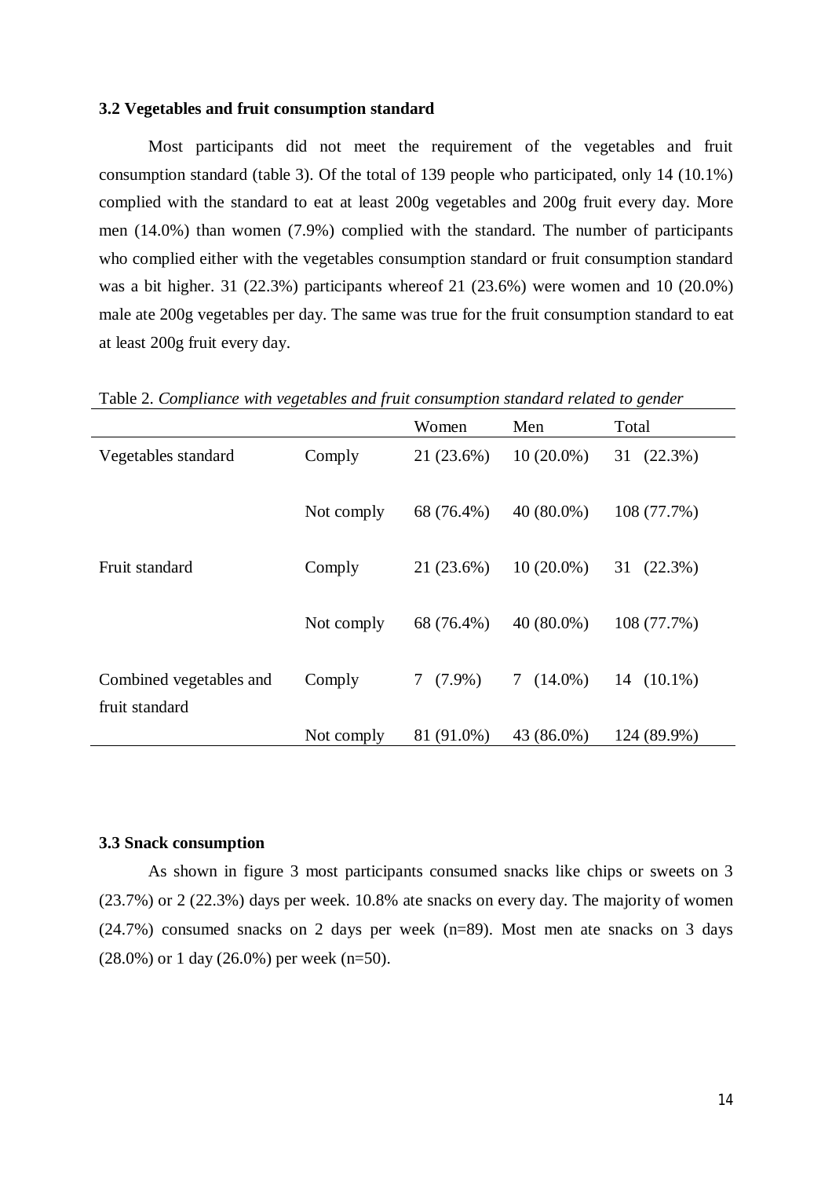### 3.2 Vegetables and fruit consumption standard

Most participants did not meet the requirement of the vegetables and fruit consumption standard (table 3). Of the total of 139 people who participated, only 14 (10.1%) complied with the standard to eat at least 200g vegetables and 200g fruit every day. More men (14.0%) than women (7.9%) complied with the standard. The number of participants who complied either with the vegetables consumption standard or fruit consumption standard was a bit higher. 31 (22.3%) participants whereof 21 (23.6%) were women and 10 (20.0%) male ate 200g vegetables per day. The same was true for the fruit consumption standard to eat at least 200g fruit every day.

Table 2. *Compliance with vegetables and fruit consumption standard related to gender*

| | | Women | Men | Total |
|---|---|---|---|---|
| Vegetables standard | Comply | 21 (23.6%) | 10 (20.0%) | 31 (22.3%) |
| | Not comply | 68 (76.4%) | 40 (80.0%) | 108 (77.7%) |
| Fruit standard | Comply | 21 (23.6%) | 10 (20.0%) | 31 (22.3%) |
| | Not comply | 68 (76.4%) | 40 (80.0%) | 108 (77.7%) |
| Combined vegetables and fruit standard | Comply | 7 (7.9%) | 7 (14.0%) | 14 (10.1%) |
| | Not comply | 81 (91.0%) | 43 (86.0%) | 124 (89.9%) |

### 3.3 Snack consumption

As shown in figure 3 most participants consumed snacks like chips or sweets on 3 (23.7%) or 2 (22.3%) days per week. 10.8% ate snacks on every day. The majority of women (24.7%) consumed snacks on 2 days per week (n=89). Most men ate snacks on 3 days (28.0%) or 1 day (26.0%) per week (n=50).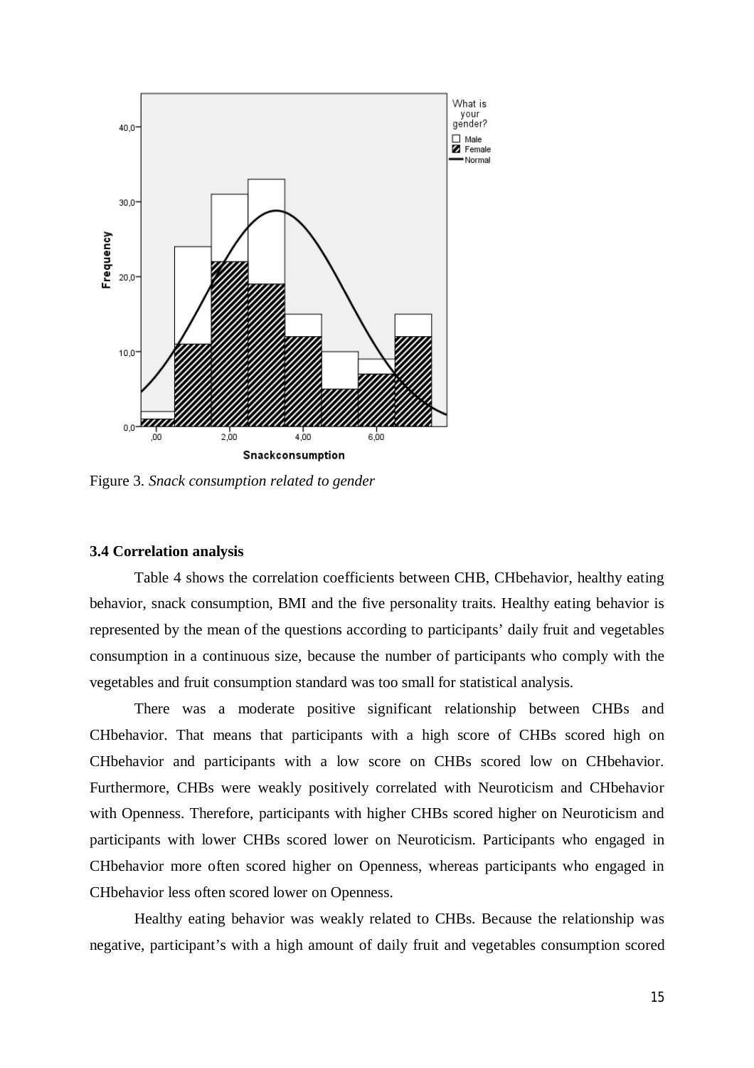Figure 3. *Snack consumption related to gender*

### 3.4 Correlation analysis

Table 4 shows the correlation coefficients between CHB, CHbehavior, healthy eating behavior, snack consumption, BMI and the five personality traits. Healthy eating behavior is represented by the mean of the questions according to participants' daily fruit and vegetables consumption in a continuous size, because the number of participants who comply with the vegetables and fruit consumption standard was too small for statistical analysis.

There was a moderate positive significant relationship between CHBs and CHbehavior. That means that participants with a high score of CHBs scored high on CHbehavior and participants with a low score on CHBs scored low on CHbehavior. Furthermore, CHBs were weakly positively correlated with Neuroticism and CHbehavior with Openness. Therefore, participants with higher CHBs scored higher on Neuroticism and participants with lower CHBs scored lower on Neuroticism. Participants who engaged in CHbehavior more often scored higher on Openness, whereas participants who engaged in CHbehavior less often scored lower on Openness.

Healthy eating behavior was weakly related to CHBs. Because the relationship was negative, participant's with a high amount of daily fruit and vegetables consumption scored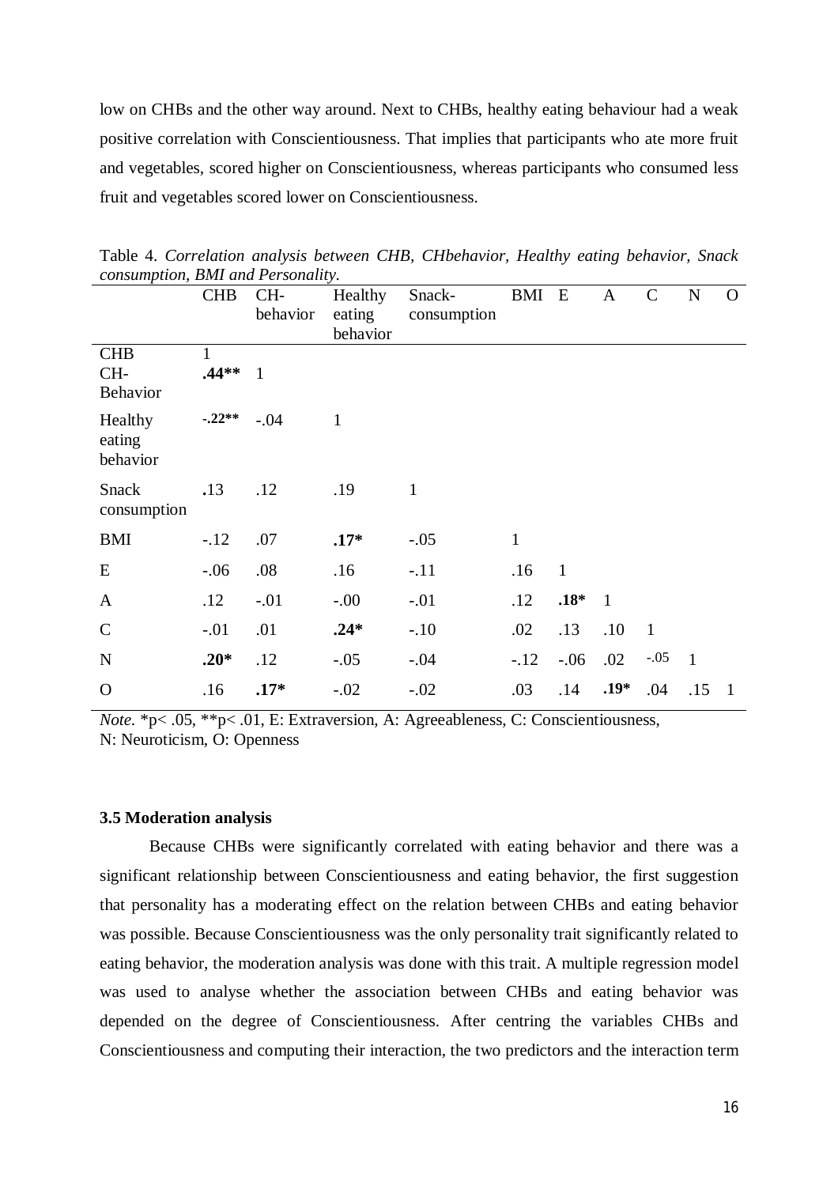low on CHBs and the other way around. Next to CHBs, healthy eating behaviour had a weak positive correlation with Conscientiousness. That implies that participants who ate more fruit and vegetables, scored higher on Conscientiousness, whereas participants who consumed less fruit and vegetables scored lower on Conscientiousness.

Table 4. *Correlation analysis between CHB, CHbehavior, Healthy eating behavior, Snack consumption, BMI and Personality.*

| | CHB | CH-behavior | Healthy eating behavior | Snack-consumption | BMI | E | A | C | N | O |
|---|---|---|---|---|---|---|---|---|---|---|
| CHB | 1 | | | | | | | | | |
| CH-Behavior | **.44**** | 1 | | | | | | | | |
| Healthy eating behavior | **-.22**** | -.04 | 1 | | | | | | | |
| Snack consumption | .13 | .12 | .19 | 1 | | | | | | |
| BMI | -.12 | .07 | **.17*** | -.05 | 1 | | | | | |
| E | -.06 | .08 | .16 | -.11 | .16 | 1 | | | | |
| A | .12 | -.01 | -.00 | -.01 | .12 | **.18*** | 1 | | | |
| C | -.01 | .01 | **.24*** | -.10 | .02 | .13 | .10 | 1 | | |
| N | **.20*** | .12 | -.05 | -.04 | -.12 | -.06 | .02 | -.05 | 1 | |
| O | .16 | **.17*** | -.02 | -.02 | .03 | .14 | **.19*** | .04 | .15 | 1 |

*Note.* *p< .05, **p< .01, E: Extraversion, A: Agreeableness, C: Conscientiousness, N: Neuroticism, O: Openness

### 3.5 Moderation analysis

Because CHBs were significantly correlated with eating behavior and there was a significant relationship between Conscientiousness and eating behavior, the first suggestion that personality has a moderating effect on the relation between CHBs and eating behavior was possible. Because Conscientiousness was the only personality trait significantly related to eating behavior, the moderation analysis was done with this trait. A multiple regression model was used to analyse whether the association between CHBs and eating behavior was depended on the degree of Conscientiousness. After centring the variables CHBs and Conscientiousness and computing their interaction, the two predictors and the interaction term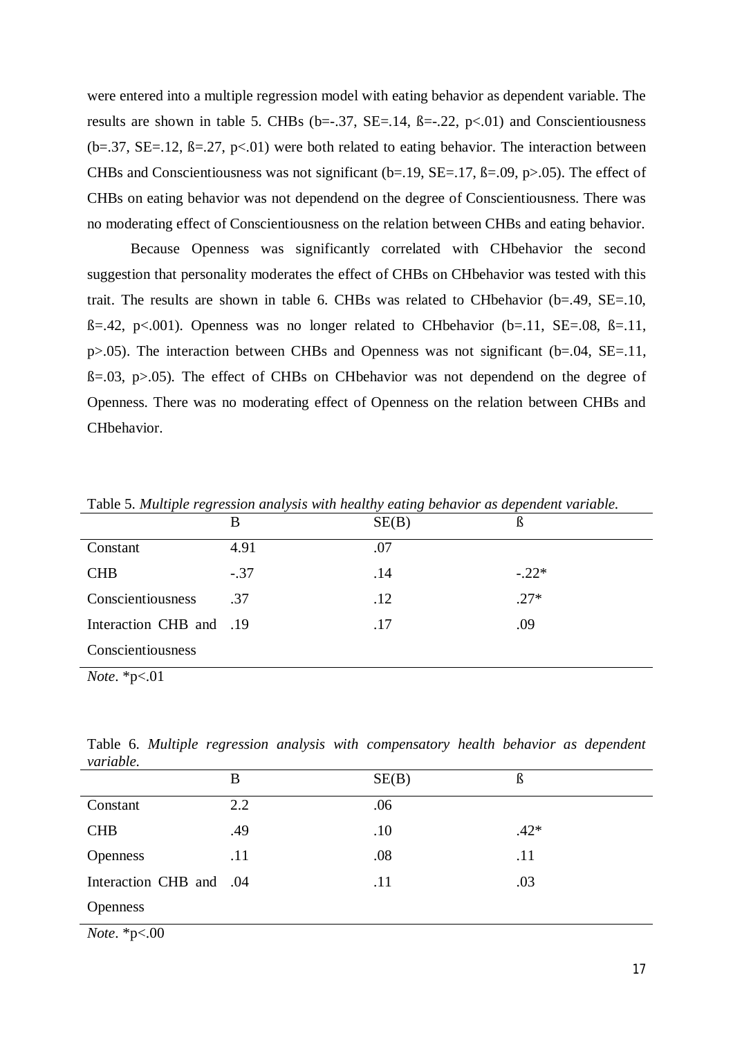were entered into a multiple regression model with eating behavior as dependent variable. The results are shown in table 5. CHBs (b=-.37, SE=.14, ß=-.22, p<.01) and Conscientiousness (b=.37, SE=.12, ß=.27, p<.01) were both related to eating behavior. The interaction between CHBs and Conscientiousness was not significant (b=.19, SE=.17, ß=.09, p>.05). The effect of CHBs on eating behavior was not dependend on the degree of Conscientiousness. There was no moderating effect of Conscientiousness on the relation between CHBs and eating behavior.

Because Openness was significantly correlated with CHbehavior the second suggestion that personality moderates the effect of CHBs on CHbehavior was tested with this trait. The results are shown in table 6. CHBs was related to CHbehavior (b=.49, SE=.10, ß=.42, p<.001). Openness was no longer related to CHbehavior (b=.11, SE=.08, ß=.11, p>.05). The interaction between CHBs and Openness was not significant (b=.04, SE=.11, ß=.03, p>.05). The effect of CHBs on CHbehavior was not dependend on the degree of Openness. There was no moderating effect of Openness on the relation between CHBs and CHbehavior.

Table 5. *Multiple regression analysis with healthy eating behavior as dependent variable.*

| | B | SE(B) | ß |
|---|---|---|---|
| Constant | 4.91 | .07 | |
| CHB | -.37 | .14 | -.22* |
| Conscientiousness | .37 | .12 | .27* |
| Interaction CHB and Conscientiousness | .19 | .17 | .09 |

*Note*. *p<.01

Table 6. *Multiple regression analysis with compensatory health behavior as dependent variable.*

| | B | SE(B) | ß |
|---|---|---|---|
| Constant | 2.2 | .06 | |
| CHB | .49 | .10 | .42* |
| Openness | .11 | .08 | .11 |
| Interaction CHB and Openness | .04 | .11 | .03 |

*Note*. *p<.00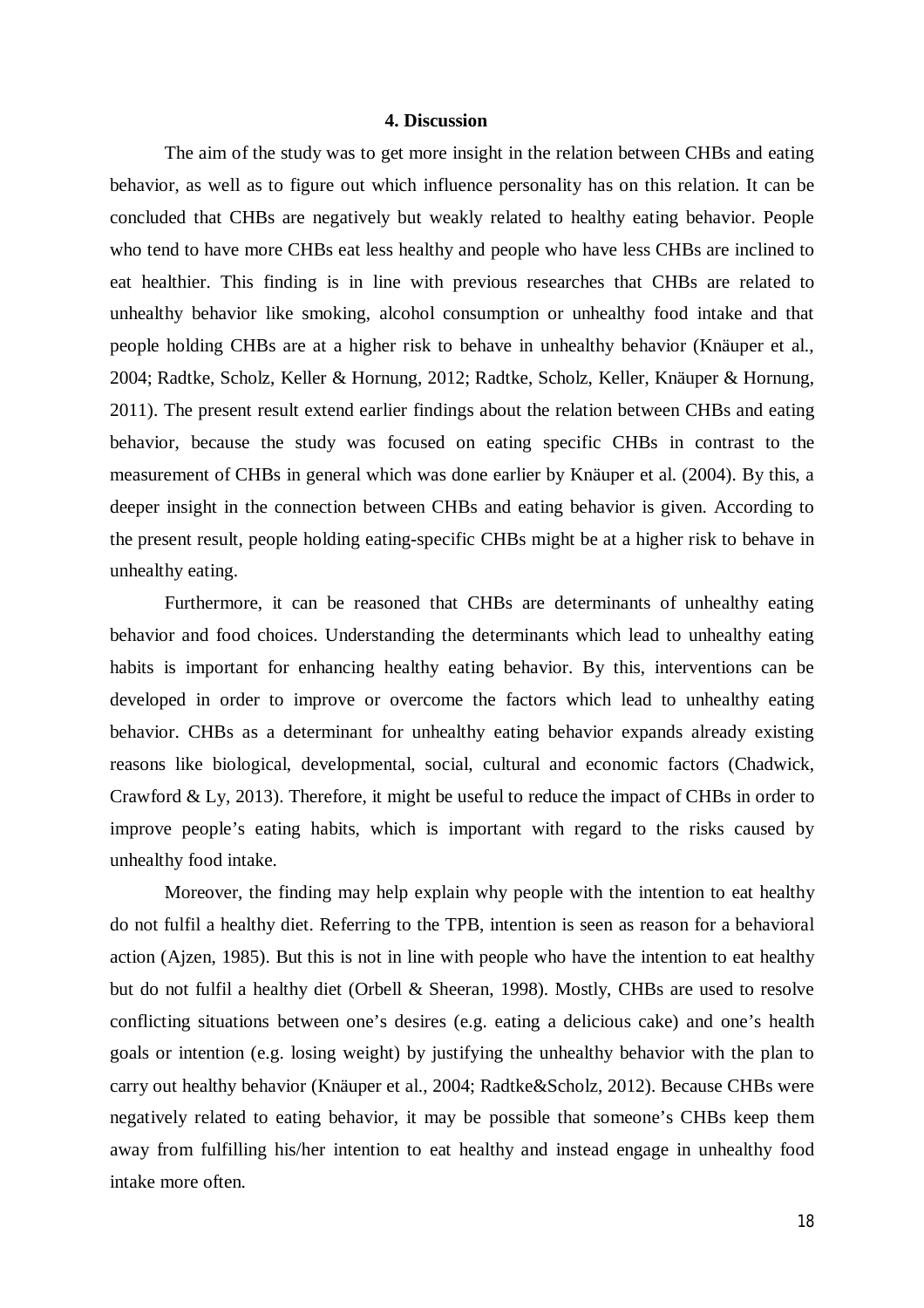## 4. Discussion

The aim of the study was to get more insight in the relation between CHBs and eating behavior, as well as to figure out which influence personality has on this relation. It can be concluded that CHBs are negatively but weakly related to healthy eating behavior. People who tend to have more CHBs eat less healthy and people who have less CHBs are inclined to eat healthier. This finding is in line with previous researches that CHBs are related to unhealthy behavior like smoking, alcohol consumption or unhealthy food intake and that people holding CHBs are at a higher risk to behave in unhealthy behavior (Knäuper et al., 2004; Radtke, Scholz, Keller & Hornung, 2012; Radtke, Scholz, Keller, Knäuper & Hornung, 2011). The present result extend earlier findings about the relation between CHBs and eating behavior, because the study was focused on eating specific CHBs in contrast to the measurement of CHBs in general which was done earlier by Knäuper et al. (2004). By this, a deeper insight in the connection between CHBs and eating behavior is given. According to the present result, people holding eating-specific CHBs might be at a higher risk to behave in unhealthy eating.

Furthermore, it can be reasoned that CHBs are determinants of unhealthy eating behavior and food choices. Understanding the determinants which lead to unhealthy eating habits is important for enhancing healthy eating behavior. By this, interventions can be developed in order to improve or overcome the factors which lead to unhealthy eating behavior. CHBs as a determinant for unhealthy eating behavior expands already existing reasons like biological, developmental, social, cultural and economic factors (Chadwick, Crawford & Ly, 2013). Therefore, it might be useful to reduce the impact of CHBs in order to improve people's eating habits, which is important with regard to the risks caused by unhealthy food intake.

Moreover, the finding may help explain why people with the intention to eat healthy do not fulfil a healthy diet. Referring to the TPB, intention is seen as reason for a behavioral action (Ajzen, 1985). But this is not in line with people who have the intention to eat healthy but do not fulfil a healthy diet (Orbell & Sheeran, 1998). Mostly, CHBs are used to resolve conflicting situations between one's desires (e.g. eating a delicious cake) and one's health goals or intention (e.g. losing weight) by justifying the unhealthy behavior with the plan to carry out healthy behavior (Knäuper et al., 2004; Radtke&Scholz, 2012). Because CHBs were negatively related to eating behavior, it may be possible that someone's CHBs keep them away from fulfilling his/her intention to eat healthy and instead engage in unhealthy food intake more often.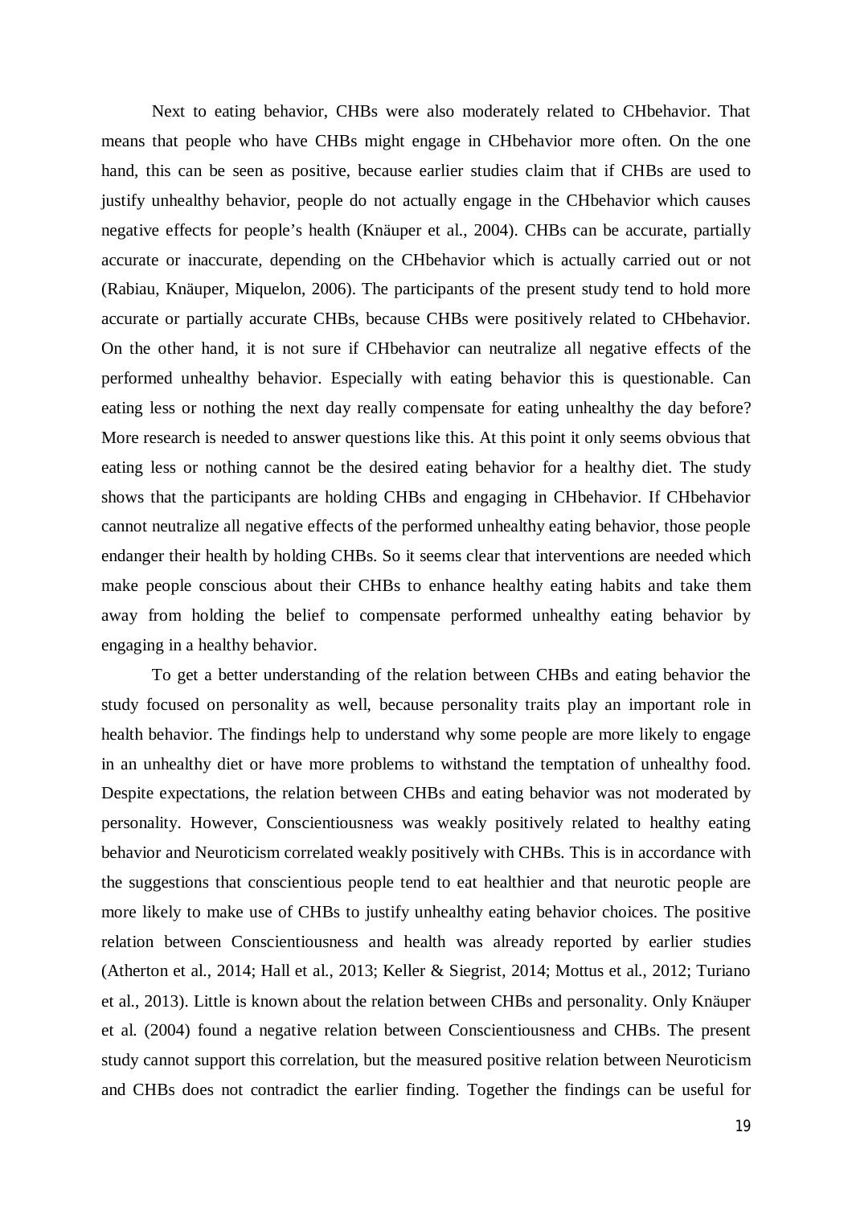Next to eating behavior, CHBs were also moderately related to CHbehavior. That means that people who have CHBs might engage in CHbehavior more often. On the one hand, this can be seen as positive, because earlier studies claim that if CHBs are used to justify unhealthy behavior, people do not actually engage in the CHbehavior which causes negative effects for people's health (Knäuper et al., 2004). CHBs can be accurate, partially accurate or inaccurate, depending on the CHbehavior which is actually carried out or not (Rabiau, Knäuper, Miquelon, 2006). The participants of the present study tend to hold more accurate or partially accurate CHBs, because CHBs were positively related to CHbehavior. On the other hand, it is not sure if CHbehavior can neutralize all negative effects of the performed unhealthy behavior. Especially with eating behavior this is questionable. Can eating less or nothing the next day really compensate for eating unhealthy the day before? More research is needed to answer questions like this. At this point it only seems obvious that eating less or nothing cannot be the desired eating behavior for a healthy diet. The study shows that the participants are holding CHBs and engaging in CHbehavior. If CHbehavior cannot neutralize all negative effects of the performed unhealthy eating behavior, those people endanger their health by holding CHBs. So it seems clear that interventions are needed which make people conscious about their CHBs to enhance healthy eating habits and take them away from holding the belief to compensate performed unhealthy eating behavior by engaging in a healthy behavior.

To get a better understanding of the relation between CHBs and eating behavior the study focused on personality as well, because personality traits play an important role in health behavior. The findings help to understand why some people are more likely to engage in an unhealthy diet or have more problems to withstand the temptation of unhealthy food. Despite expectations, the relation between CHBs and eating behavior was not moderated by personality. However, Conscientiousness was weakly positively related to healthy eating behavior and Neuroticism correlated weakly positively with CHBs. This is in accordance with the suggestions that conscientious people tend to eat healthier and that neurotic people are more likely to make use of CHBs to justify unhealthy eating behavior choices. The positive relation between Conscientiousness and health was already reported by earlier studies (Atherton et al., 2014; Hall et al., 2013; Keller & Siegrist, 2014; Mottus et al., 2012; Turiano et al., 2013). Little is known about the relation between CHBs and personality. Only Knäuper et al. (2004) found a negative relation between Conscientiousness and CHBs. The present study cannot support this correlation, but the measured positive relation between Neuroticism and CHBs does not contradict the earlier finding. Together the findings can be useful for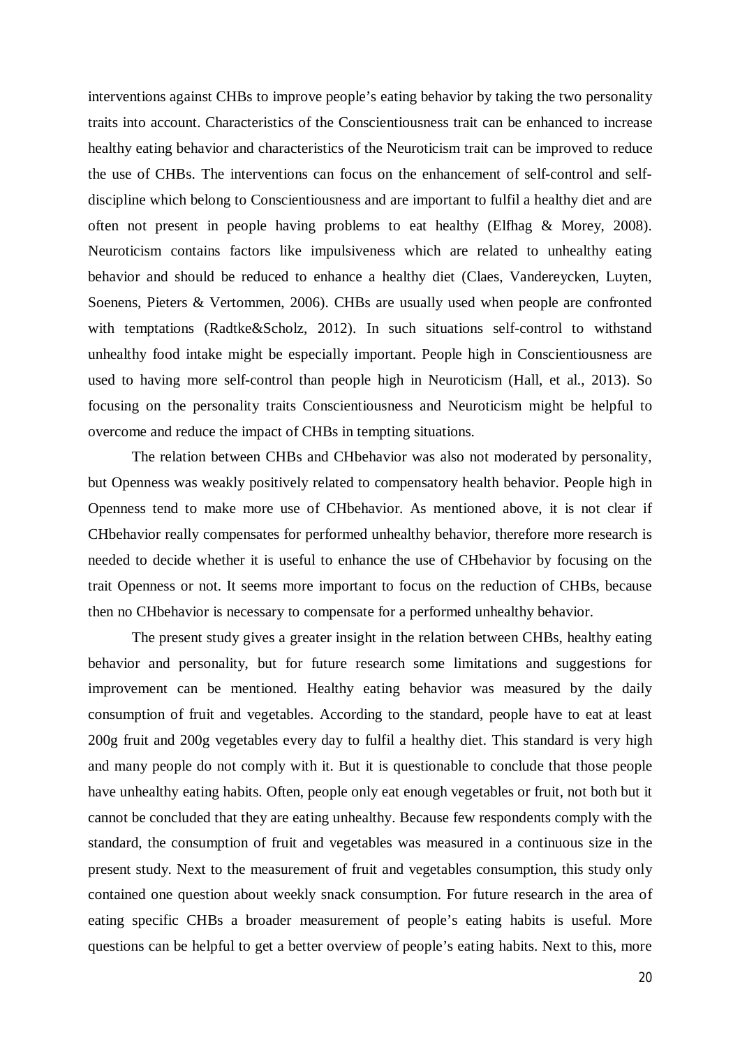interventions against CHBs to improve people's eating behavior by taking the two personality traits into account. Characteristics of the Conscientiousness trait can be enhanced to increase healthy eating behavior and characteristics of the Neuroticism trait can be improved to reduce the use of CHBs. The interventions can focus on the enhancement of self-control and self-discipline which belong to Conscientiousness and are important to fulfil a healthy diet and are often not present in people having problems to eat healthy (Elfhag & Morey, 2008). Neuroticism contains factors like impulsiveness which are related to unhealthy eating behavior and should be reduced to enhance a healthy diet (Claes, Vandereycken, Luyten, Soenens, Pieters & Vertommen, 2006). CHBs are usually used when people are confronted with temptations (Radtke&Scholz, 2012). In such situations self-control to withstand unhealthy food intake might be especially important. People high in Conscientiousness are used to having more self-control than people high in Neuroticism (Hall, et al., 2013). So focusing on the personality traits Conscientiousness and Neuroticism might be helpful to overcome and reduce the impact of CHBs in tempting situations.

The relation between CHBs and CHbehavior was also not moderated by personality, but Openness was weakly positively related to compensatory health behavior. People high in Openness tend to make more use of CHbehavior. As mentioned above, it is not clear if CHbehavior really compensates for performed unhealthy behavior, therefore more research is needed to decide whether it is useful to enhance the use of CHbehavior by focusing on the trait Openness or not. It seems more important to focus on the reduction of CHBs, because then no CHbehavior is necessary to compensate for a performed unhealthy behavior.

The present study gives a greater insight in the relation between CHBs, healthy eating behavior and personality, but for future research some limitations and suggestions for improvement can be mentioned. Healthy eating behavior was measured by the daily consumption of fruit and vegetables. According to the standard, people have to eat at least 200g fruit and 200g vegetables every day to fulfil a healthy diet. This standard is very high and many people do not comply with it. But it is questionable to conclude that those people have unhealthy eating habits. Often, people only eat enough vegetables or fruit, not both but it cannot be concluded that they are eating unhealthy. Because few respondents comply with the standard, the consumption of fruit and vegetables was measured in a continuous size in the present study. Next to the measurement of fruit and vegetables consumption, this study only contained one question about weekly snack consumption. For future research in the area of eating specific CHBs a broader measurement of people's eating habits is useful. More questions can be helpful to get a better overview of people's eating habits. Next to this, more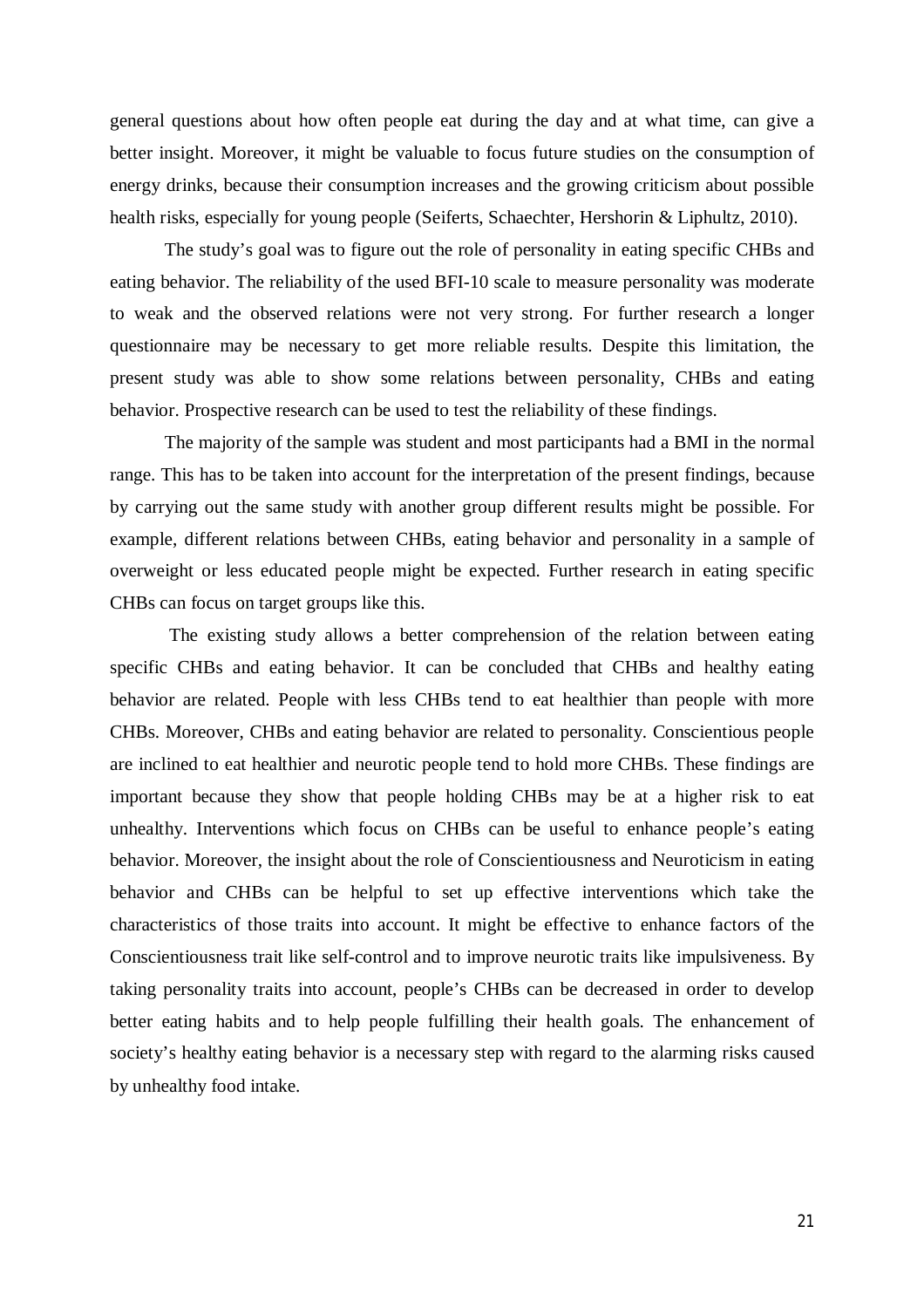general questions about how often people eat during the day and at what time, can give a better insight. Moreover, it might be valuable to focus future studies on the consumption of energy drinks, because their consumption increases and the growing criticism about possible health risks, especially for young people (Seiferts, Schaechter, Hershorin & Liphultz, 2010).

The study's goal was to figure out the role of personality in eating specific CHBs and eating behavior. The reliability of the used BFI-10 scale to measure personality was moderate to weak and the observed relations were not very strong. For further research a longer questionnaire may be necessary to get more reliable results. Despite this limitation, the present study was able to show some relations between personality, CHBs and eating behavior. Prospective research can be used to test the reliability of these findings.

The majority of the sample was student and most participants had a BMI in the normal range. This has to be taken into account for the interpretation of the present findings, because by carrying out the same study with another group different results might be possible. For example, different relations between CHBs, eating behavior and personality in a sample of overweight or less educated people might be expected. Further research in eating specific CHBs can focus on target groups like this.

The existing study allows a better comprehension of the relation between eating specific CHBs and eating behavior. It can be concluded that CHBs and healthy eating behavior are related. People with less CHBs tend to eat healthier than people with more CHBs. Moreover, CHBs and eating behavior are related to personality. Conscientious people are inclined to eat healthier and neurotic people tend to hold more CHBs. These findings are important because they show that people holding CHBs may be at a higher risk to eat unhealthy. Interventions which focus on CHBs can be useful to enhance people's eating behavior. Moreover, the insight about the role of Conscientiousness and Neuroticism in eating behavior and CHBs can be helpful to set up effective interventions which take the characteristics of those traits into account. It might be effective to enhance factors of the Conscientiousness trait like self-control and to improve neurotic traits like impulsiveness. By taking personality traits into account, people's CHBs can be decreased in order to develop better eating habits and to help people fulfilling their health goals. The enhancement of society's healthy eating behavior is a necessary step with regard to the alarming risks caused by unhealthy food intake.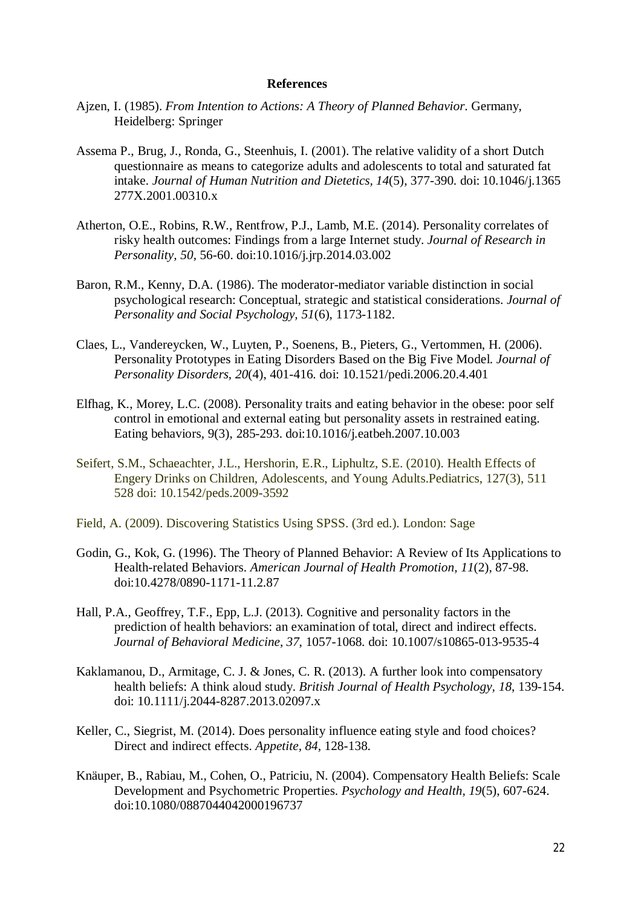**References**

Ajzen, I. (1985). *From Intention to Actions: A Theory of Planned Behavior.* Germany, Heidelberg: Springer

Assema P., Brug, J., Ronda, G., Steenhuis, I. (2001). The relative validity of a short Dutch questionnaire as means to categorize adults and adolescents to total and saturated fat intake. *Journal of Human Nutrition and Dietetics*, *14*(5), 377-390. doi: 10.1046/j.1365 277X.2001.00310.x

Atherton, O.E., Robins, R.W., Rentfrow, P.J., Lamb, M.E. (2014). Personality correlates of risky health outcomes: Findings from a large Internet study. *Journal of Research in Personality, 50*, 56-60. doi:10.1016/j.jrp.2014.03.002

Baron, R.M., Kenny, D.A. (1986). The moderator-mediator variable distinction in social psychological research: Conceptual, strategic and statistical considerations. *Journal of Personality and Social Psychology, 51*(6), 1173-1182.

Claes, L., Vandereycken, W., Luyten, P., Soenens, B., Pieters, G., Vertommen, H. (2006). Personality Prototypes in Eating Disorders Based on the Big Five Model. *Journal of Personality Disorders, 20*(4), 401-416. doi: 10.1521/pedi.2006.20.4.401

Elfhag, K., Morey, L.C. (2008). Personality traits and eating behavior in the obese: poor self control in emotional and external eating but personality assets in restrained eating. Eating behaviors, 9(3), 285-293. doi:10.1016/j.eatbeh.2007.10.003

Seifert, S.M., Schaeachter, J.L., Hershorin, E.R., Liphultz, S.E. (2010). Health Effects of Engery Drinks on Children, Adolescents, and Young Adults.Pediatrics, 127(3), 511 528 doi: 10.1542/peds.2009-3592

Field, A. (2009). Discovering Statistics Using SPSS. (3rd ed.). London: Sage

Godin, G., Kok, G. (1996). The Theory of Planned Behavior: A Review of Its Applications to Health-related Behaviors. *American Journal of Health Promotion, 11*(2), 87-98. doi:10.4278/0890-1171-11.2.87

Hall, P.A., Geoffrey, T.F., Epp, L.J. (2013). Cognitive and personality factors in the prediction of health behaviors: an examination of total, direct and indirect effects. *Journal of Behavioral Medicine*, *37*, 1057-1068. doi: 10.1007/s10865-013-9535-4

Kaklamanou, D., Armitage, C. J. & Jones, C. R. (2013). A further look into compensatory health beliefs: A think aloud study. *British Journal of Health Psychology, 18*, 139-154. doi: 10.1111/j.2044-8287.2013.02097.x

Keller, C., Siegrist, M. (2014). Does personality influence eating style and food choices? Direct and indirect effects. *Appetite, 84*, 128-138.

Knäuper, B., Rabiau, M., Cohen, O., Patriciu, N. (2004). Compensatory Health Beliefs: Scale Development and Psychometric Properties. *Psychology and Health, 19*(5), 607-624. doi:10.1080/0887044042000196737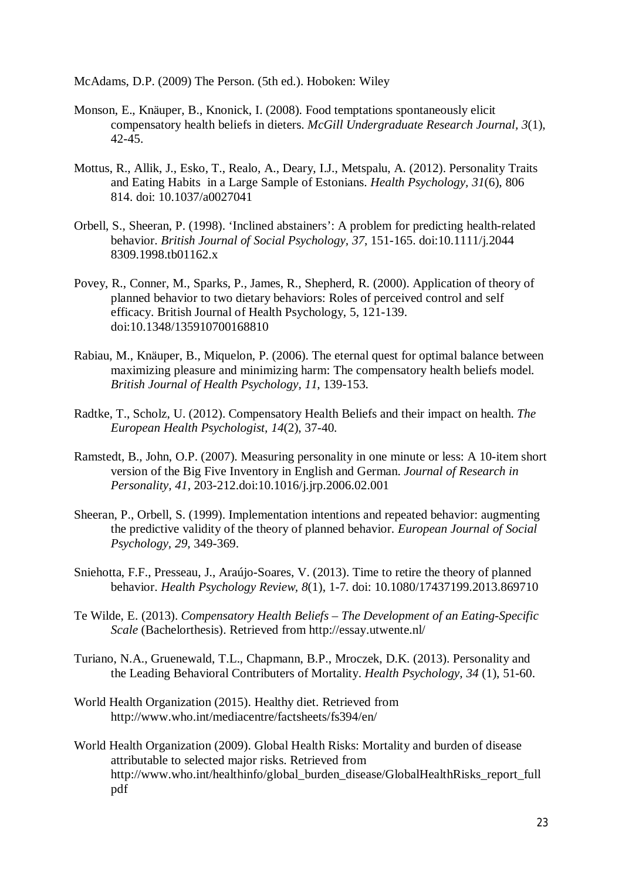McAdams, D.P. (2009) The Person. (5th ed.). Hoboken: Wiley

Monson, E., Knäuper, B., Knonick, I. (2008). Food temptations spontaneously elicit compensatory health beliefs in dieters. *McGill Undergraduate Research Journal, 3*(1), 42-45.

Mottus, R., Allik, J., Esko, T., Realo, A., Deary, I.J., Metspalu, A. (2012). Personality Traits and Eating Habits in a Large Sample of Estonians. *Health Psychology, 31*(6), 806 814. doi: 10.1037/a0027041

Orbell, S., Sheeran, P. (1998). 'Inclined abstainers': A problem for predicting health-related behavior. *British Journal of Social Psychology, 37*, 151-165. doi:10.1111/j.2044 8309.1998.tb01162.x

Povey, R., Conner, M., Sparks, P., James, R., Shepherd, R. (2000). Application of theory of planned behavior to two dietary behaviors: Roles of perceived control and self efficacy. British Journal of Health Psychology, 5, 121-139. doi:10.1348/135910700168810

Rabiau, M., Knäuper, B., Miquelon, P. (2006). The eternal quest for optimal balance between maximizing pleasure and minimizing harm: The compensatory health beliefs model. *British Journal of Health Psychology, 11*, 139-153.

Radtke, T., Scholz, U. (2012). Compensatory Health Beliefs and their impact on health. *The European Health Psychologist, 14*(2), 37-40.

Ramstedt, B., John, O.P. (2007). Measuring personality in one minute or less: A 10-item short version of the Big Five Inventory in English and German. *Journal of Research in Personality, 41*, 203-212.doi:10.1016/j.jrp.2006.02.001

Sheeran, P., Orbell, S. (1999). Implementation intentions and repeated behavior: augmenting the predictive validity of the theory of planned behavior. *European Journal of Social Psychology, 29*, 349-369.

Sniehotta, F.F., Presseau, J., Araújo-Soares, V. (2013). Time to retire the theory of planned behavior. *Health Psychology Review, 8*(1), 1-7. doi: 10.1080/17437199.2013.869710

Te Wilde, E. (2013). *Compensatory Health Beliefs – The Development of an Eating-Specific Scale* (Bachelorthesis). Retrieved from http://essay.utwente.nl/

Turiano, N.A., Gruenewald, T.L., Chapmann, B.P., Mroczek, D.K. (2013). Personality and the Leading Behavioral Contributers of Mortality. *Health Psychology, 34* (1), 51-60.

World Health Organization (2015). Healthy diet. Retrieved from http://www.who.int/mediacentre/factsheets/fs394/en/

World Health Organization (2009). Global Health Risks: Mortality and burden of disease attributable to selected major risks. Retrieved from http://www.who.int/healthinfo/global_burden_disease/GlobalHealthRisks_report_full pdf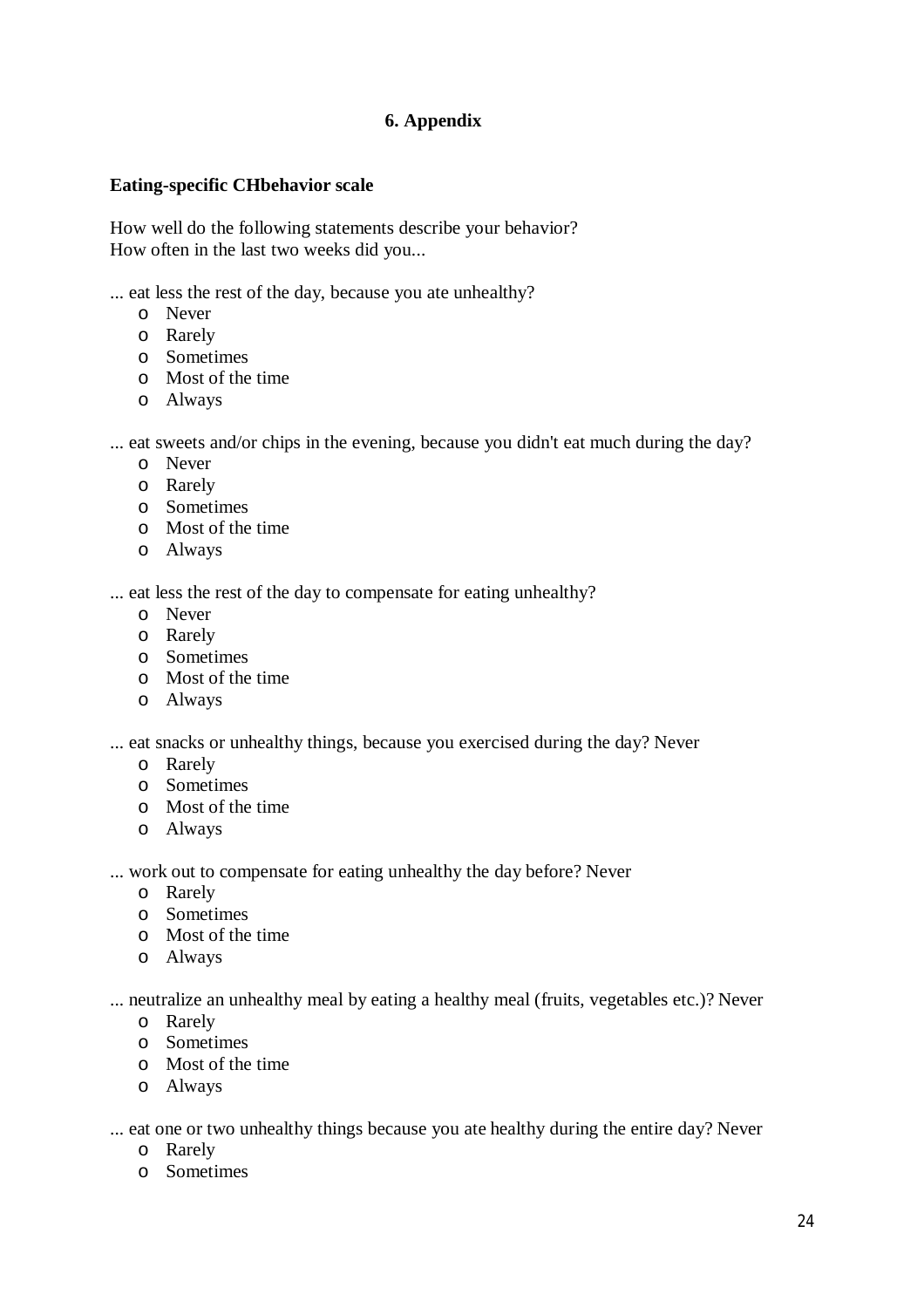## 6. Appendix

**Eating-specific CHbehavior scale**

How well do the following statements describe your behavior?
How often in the last two weeks did you...

... eat less the rest of the day, because you ate unhealthy?

- Never
- Rarely
- Sometimes
- Most of the time
- Always

... eat sweets and/or chips in the evening, because you didn't eat much during the day?

- Never
- Rarely
- Sometimes
- Most of the time
- Always

... eat less the rest of the day to compensate for eating unhealthy?

- Never
- Rarely
- Sometimes
- Most of the time
- Always

... eat snacks or unhealthy things, because you exercised during the day? Never

- Rarely
- Sometimes
- Most of the time
- Always

... work out to compensate for eating unhealthy the day before? Never

- Rarely
- Sometimes
- Most of the time
- Always

... neutralize an unhealthy meal by eating a healthy meal (fruits, vegetables etc.)? Never

- Rarely
- Sometimes
- Most of the time
- Always

... eat one or two unhealthy things because you ate healthy during the entire day? Never

- Rarely
- Sometimes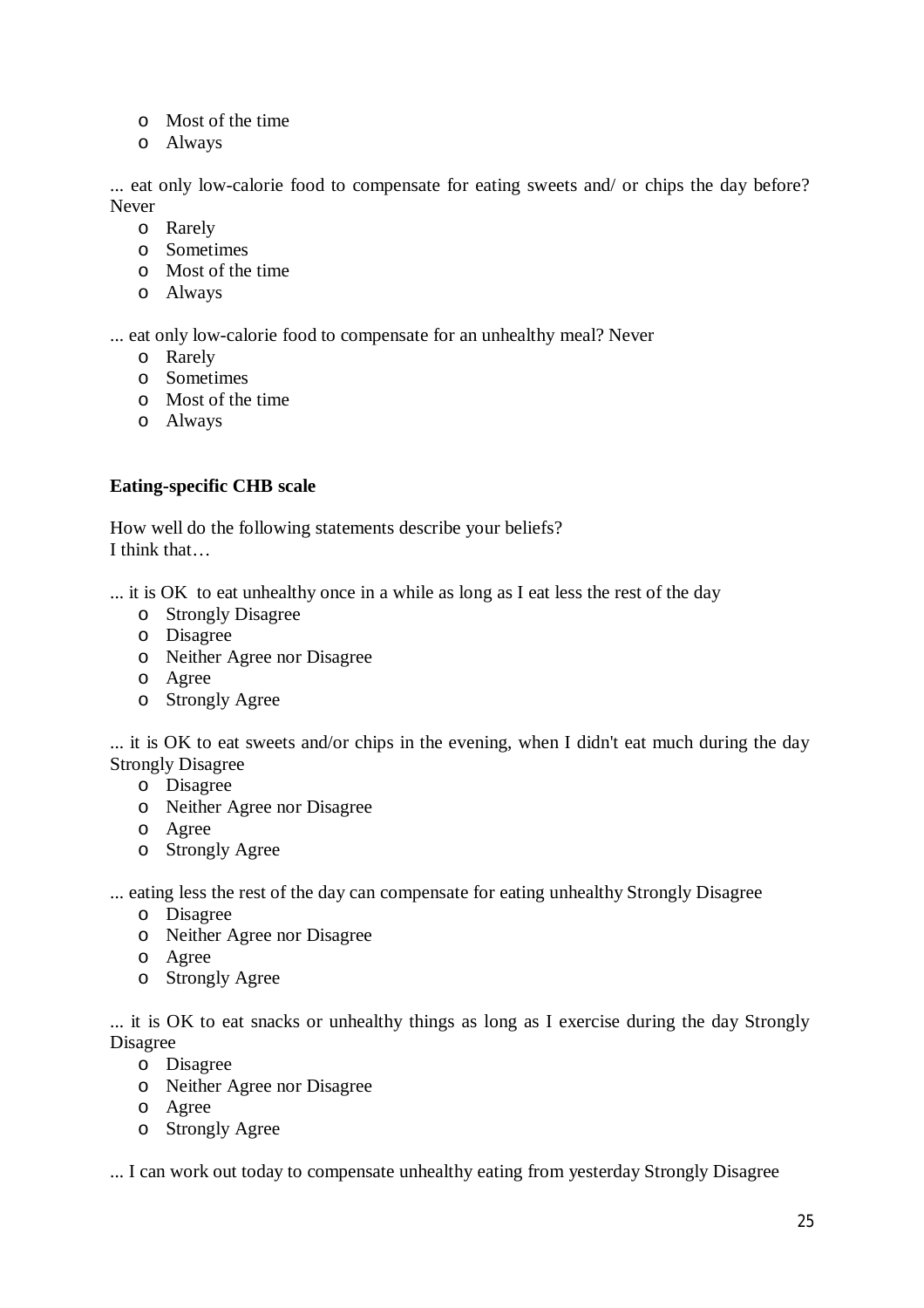- Most of the time
- Always

... eat only low-calorie food to compensate for eating sweets and/ or chips the day before? Never

- Rarely
- Sometimes
- Most of the time
- Always

... eat only low-calorie food to compensate for an unhealthy meal? Never

- Rarely
- Sometimes
- Most of the time
- Always

**Eating-specific CHB scale**

How well do the following statements describe your beliefs?
I think that…

... it is OK to eat unhealthy once in a while as long as I eat less the rest of the day

- Strongly Disagree
- Disagree
- Neither Agree nor Disagree
- Agree
- Strongly Agree

... it is OK to eat sweets and/or chips in the evening, when I didn't eat much during the day Strongly Disagree

- Disagree
- Neither Agree nor Disagree
- Agree
- Strongly Agree

... eating less the rest of the day can compensate for eating unhealthy Strongly Disagree

- Disagree
- Neither Agree nor Disagree
- Agree
- Strongly Agree

... it is OK to eat snacks or unhealthy things as long as I exercise during the day Strongly Disagree

- Disagree
- Neither Agree nor Disagree
- Agree
- Strongly Agree

... I can work out today to compensate unhealthy eating from yesterday Strongly Disagree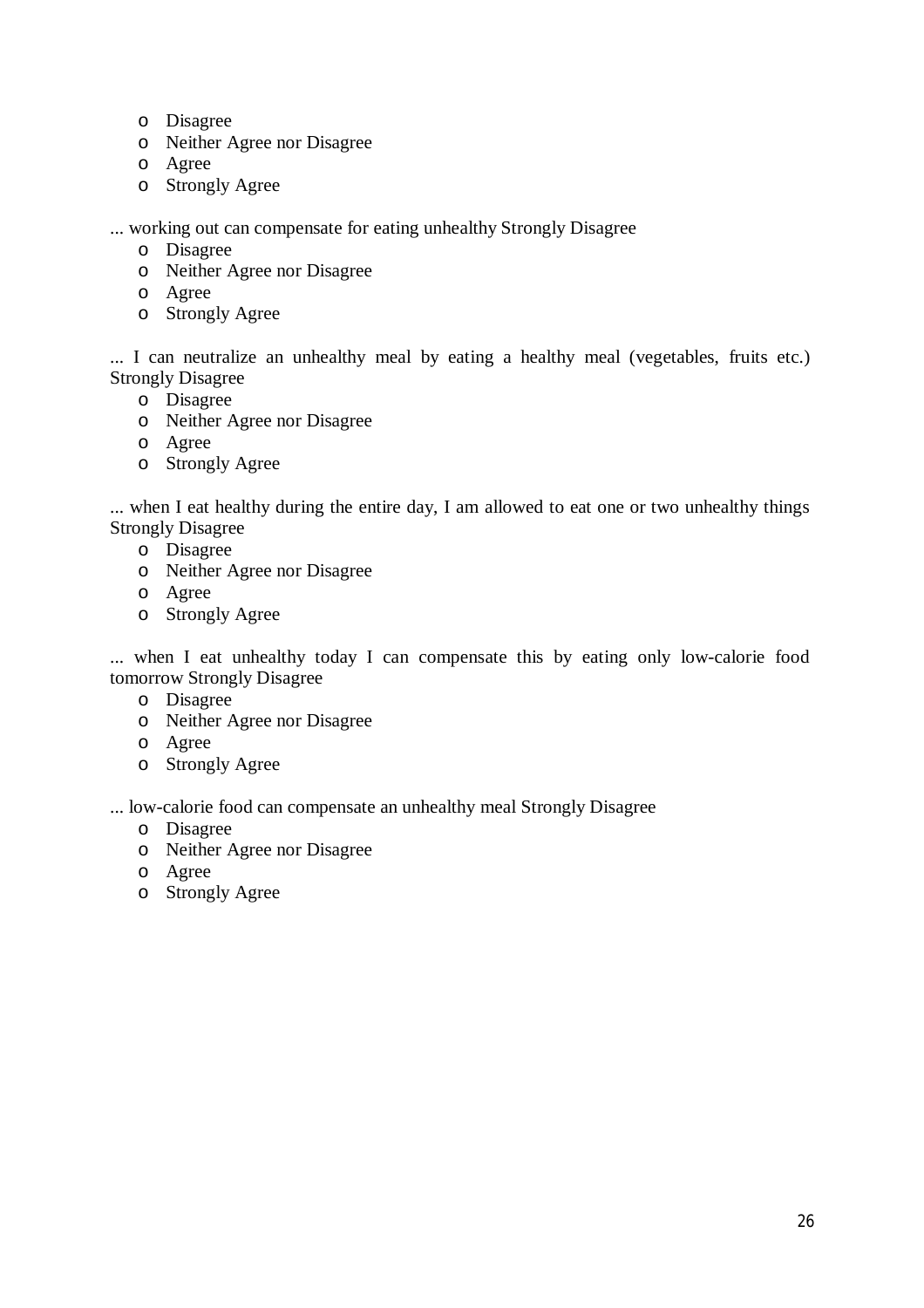- Disagree
- Neither Agree nor Disagree
- Agree
- Strongly Agree

... working out can compensate for eating unhealthy Strongly Disagree

- Disagree
- Neither Agree nor Disagree
- Agree
- Strongly Agree

... I can neutralize an unhealthy meal by eating a healthy meal (vegetables, fruits etc.) Strongly Disagree

- Disagree
- Neither Agree nor Disagree
- Agree
- Strongly Agree

... when I eat healthy during the entire day, I am allowed to eat one or two unhealthy things Strongly Disagree

- Disagree
- Neither Agree nor Disagree
- Agree
- Strongly Agree

... when I eat unhealthy today I can compensate this by eating only low-calorie food tomorrow Strongly Disagree

- Disagree
- Neither Agree nor Disagree
- Agree
- Strongly Agree

... low-calorie food can compensate an unhealthy meal Strongly Disagree

- Disagree
- Neither Agree nor Disagree
- Agree
- Strongly Agree